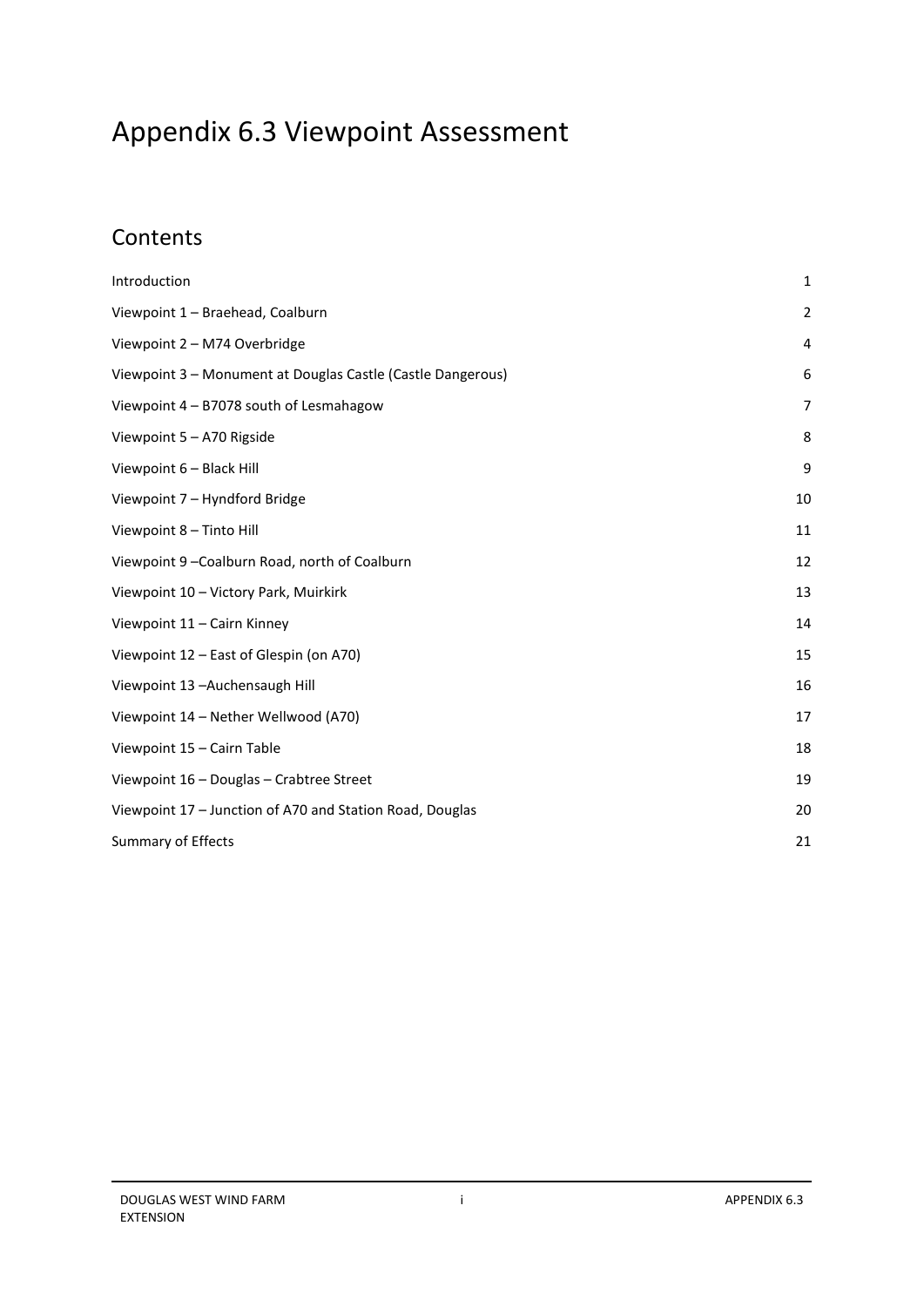# Appendix 6.3 Viewpoint Assessment

## Contents

| | |
|---|---|
| Introduction | 1 |
| Viewpoint 1 – Braehead, Coalburn | 2 |
| Viewpoint 2 – M74 Overbridge | 4 |
| Viewpoint 3 – Monument at Douglas Castle (Castle Dangerous) | 6 |
| Viewpoint 4 – B7078 south of Lesmahagow | 7 |
| Viewpoint 5 – A70 Rigside | 8 |
| Viewpoint 6 – Black Hill | 9 |
| Viewpoint 7 – Hyndford Bridge | 10 |
| Viewpoint 8 – Tinto Hill | 11 |
| Viewpoint 9 –Coalburn Road, north of Coalburn | 12 |
| Viewpoint 10 – Victory Park, Muirkirk | 13 |
| Viewpoint 11 – Cairn Kinney | 14 |
| Viewpoint 12 – East of Glespin (on A70) | 15 |
| Viewpoint 13 –Auchensaugh Hill | 16 |
| Viewpoint 14 – Nether Wellwood (A70) | 17 |
| Viewpoint 15 – Cairn Table | 18 |
| Viewpoint 16 – Douglas – Crabtree Street | 19 |
| Viewpoint 17 – Junction of A70 and Station Road, Douglas | 20 |
| Summary of Effects | 21 |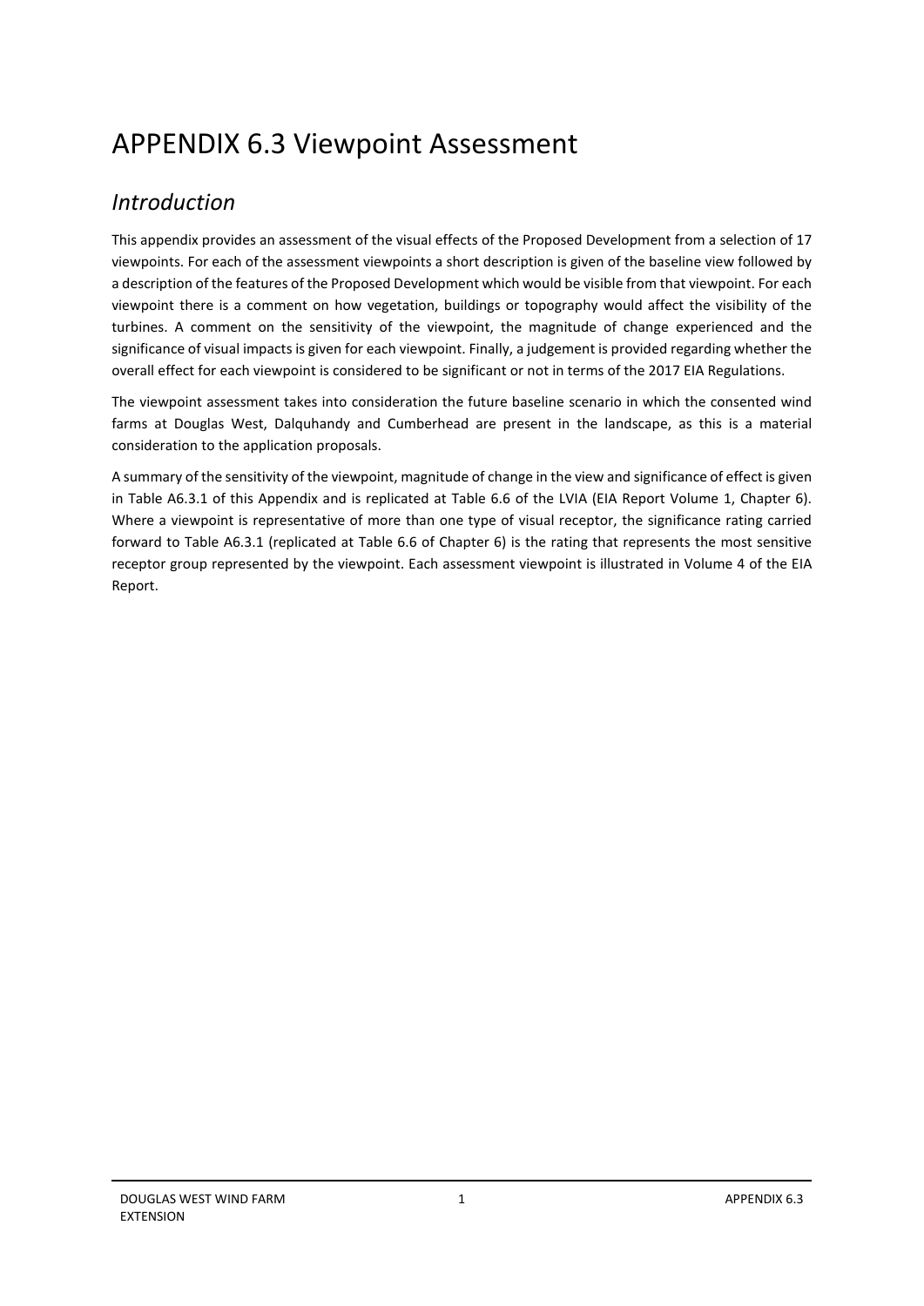# APPENDIX 6.3 Viewpoint Assessment

## *Introduction*

This appendix provides an assessment of the visual effects of the Proposed Development from a selection of 17 viewpoints. For each of the assessment viewpoints a short description is given of the baseline view followed by a description of the features of the Proposed Development which would be visible from that viewpoint. For each viewpoint there is a comment on how vegetation, buildings or topography would affect the visibility of the turbines. A comment on the sensitivity of the viewpoint, the magnitude of change experienced and the significance of visual impacts is given for each viewpoint. Finally, a judgement is provided regarding whether the overall effect for each viewpoint is considered to be significant or not in terms of the 2017 EIA Regulations.

The viewpoint assessment takes into consideration the future baseline scenario in which the consented wind farms at Douglas West, Dalquhandy and Cumberhead are present in the landscape, as this is a material consideration to the application proposals.

A summary of the sensitivity of the viewpoint, magnitude of change in the view and significance of effect is given in Table A6.3.1 of this Appendix and is replicated at Table 6.6 of the LVIA (EIA Report Volume 1, Chapter 6). Where a viewpoint is representative of more than one type of visual receptor, the significance rating carried forward to Table A6.3.1 (replicated at Table 6.6 of Chapter 6) is the rating that represents the most sensitive receptor group represented by the viewpoint. Each assessment viewpoint is illustrated in Volume 4 of the EIA Report.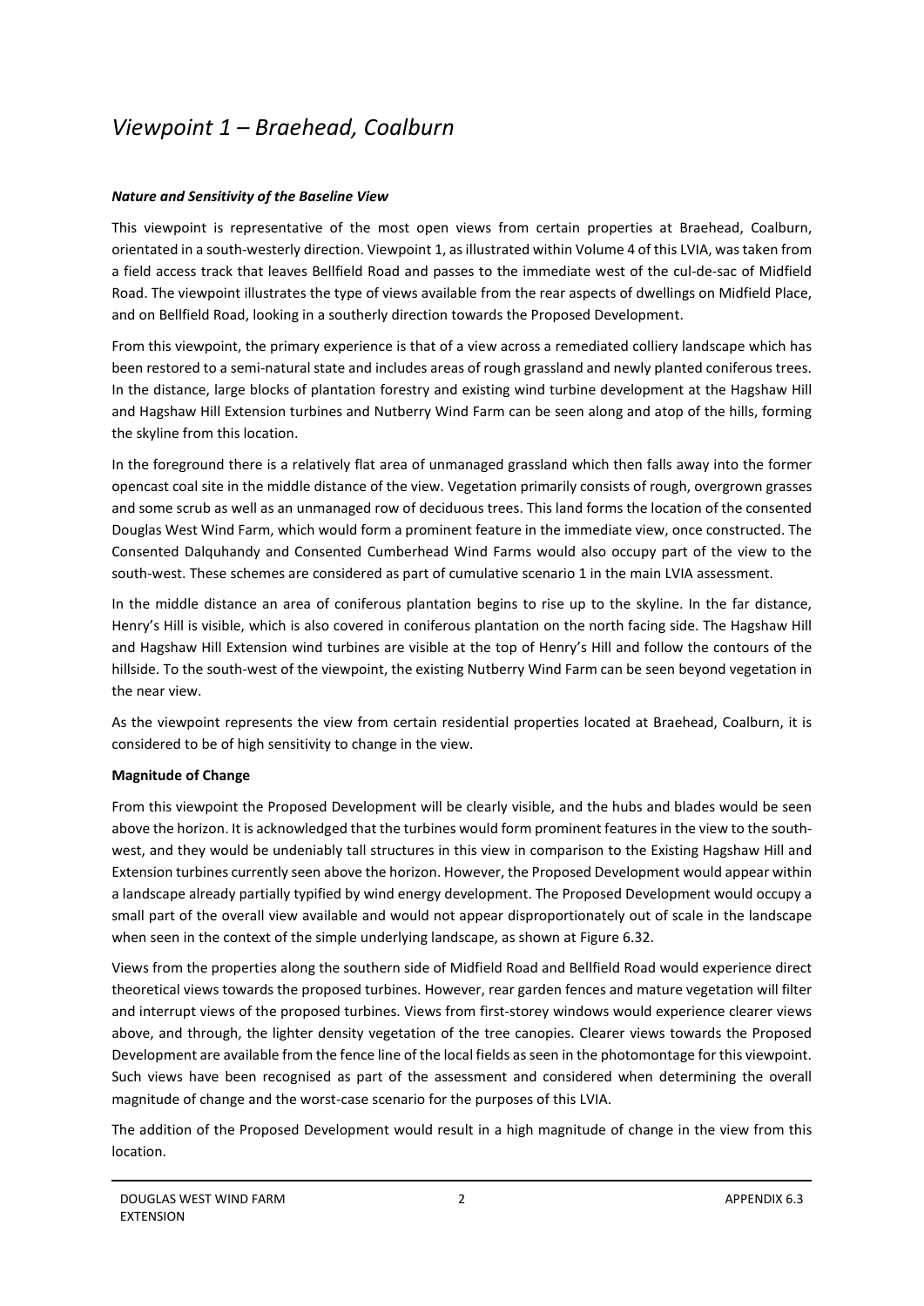# *Viewpoint 1 – Braehead, Coalburn*

***Nature and Sensitivity of the Baseline View***

This viewpoint is representative of the most open views from certain properties at Braehead, Coalburn, orientated in a south-westerly direction. Viewpoint 1, as illustrated within Volume 4 of this LVIA, was taken from a field access track that leaves Bellfield Road and passes to the immediate west of the cul-de-sac of Midfield Road. The viewpoint illustrates the type of views available from the rear aspects of dwellings on Midfield Place, and on Bellfield Road, looking in a southerly direction towards the Proposed Development.

From this viewpoint, the primary experience is that of a view across a remediated colliery landscape which has been restored to a semi-natural state and includes areas of rough grassland and newly planted coniferous trees. In the distance, large blocks of plantation forestry and existing wind turbine development at the Hagshaw Hill and Hagshaw Hill Extension turbines and Nutberry Wind Farm can be seen along and atop of the hills, forming the skyline from this location.

In the foreground there is a relatively flat area of unmanaged grassland which then falls away into the former opencast coal site in the middle distance of the view. Vegetation primarily consists of rough, overgrown grasses and some scrub as well as an unmanaged row of deciduous trees. This land forms the location of the consented Douglas West Wind Farm, which would form a prominent feature in the immediate view, once constructed. The Consented Dalquhandy and Consented Cumberhead Wind Farms would also occupy part of the view to the south-west. These schemes are considered as part of cumulative scenario 1 in the main LVIA assessment.

In the middle distance an area of coniferous plantation begins to rise up to the skyline. In the far distance, Henry's Hill is visible, which is also covered in coniferous plantation on the north facing side. The Hagshaw Hill and Hagshaw Hill Extension wind turbines are visible at the top of Henry's Hill and follow the contours of the hillside. To the south-west of the viewpoint, the existing Nutberry Wind Farm can be seen beyond vegetation in the near view.

As the viewpoint represents the view from certain residential properties located at Braehead, Coalburn, it is considered to be of high sensitivity to change in the view.

**Magnitude of Change**

From this viewpoint the Proposed Development will be clearly visible, and the hubs and blades would be seen above the horizon. It is acknowledged that the turbines would form prominent features in the view to the south-west, and they would be undeniably tall structures in this view in comparison to the Existing Hagshaw Hill and Extension turbines currently seen above the horizon. However, the Proposed Development would appear within a landscape already partially typified by wind energy development. The Proposed Development would occupy a small part of the overall view available and would not appear disproportionately out of scale in the landscape when seen in the context of the simple underlying landscape, as shown at Figure 6.32.

Views from the properties along the southern side of Midfield Road and Bellfield Road would experience direct theoretical views towards the proposed turbines. However, rear garden fences and mature vegetation will filter and interrupt views of the proposed turbines. Views from first-storey windows would experience clearer views above, and through, the lighter density vegetation of the tree canopies. Clearer views towards the Proposed Development are available from the fence line of the local fields as seen in the photomontage for this viewpoint. Such views have been recognised as part of the assessment and considered when determining the overall magnitude of change and the worst-case scenario for the purposes of this LVIA.

The addition of the Proposed Development would result in a high magnitude of change in the view from this location.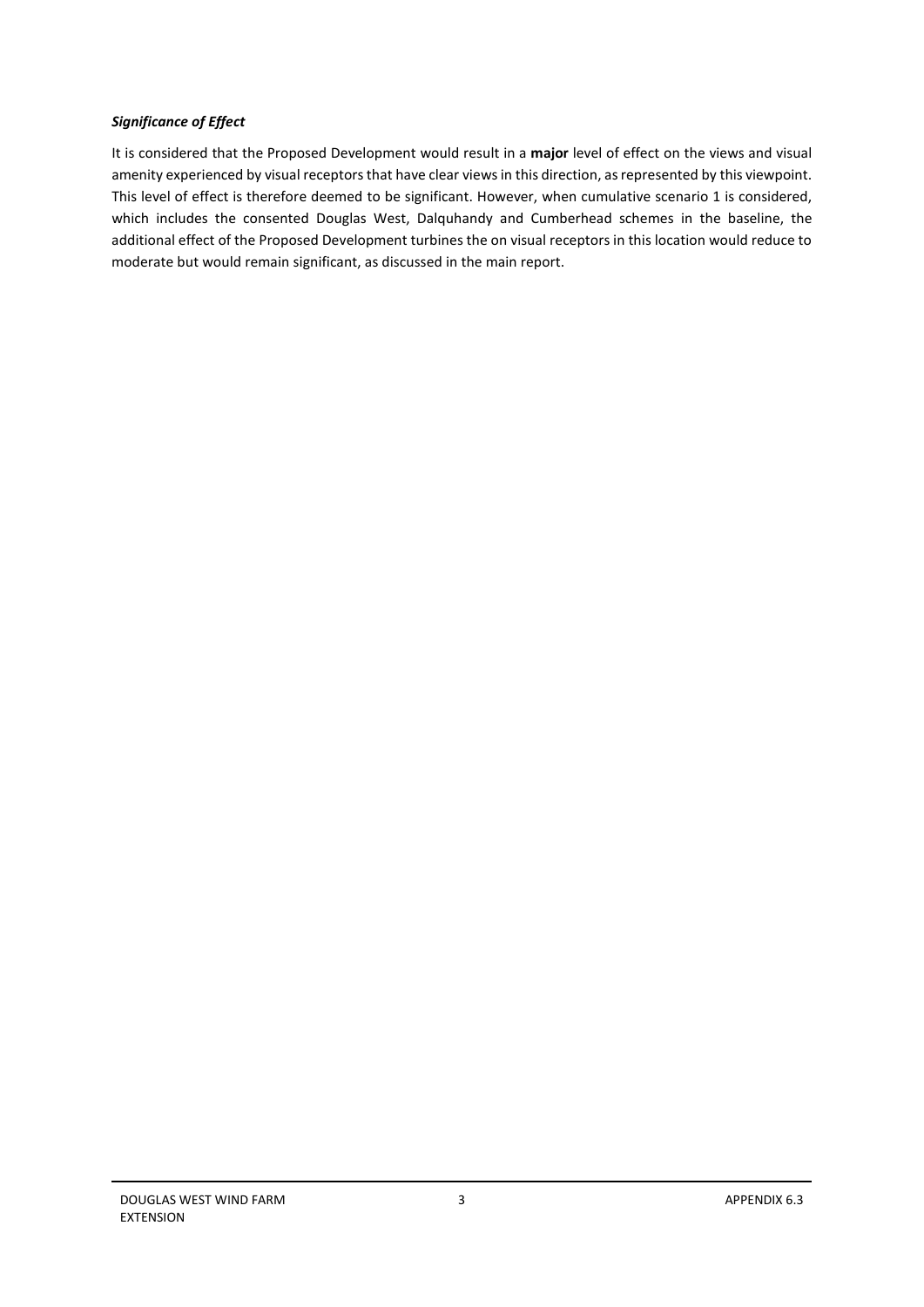***Significance of Effect***

It is considered that the Proposed Development would result in a **major** level of effect on the views and visual amenity experienced by visual receptors that have clear views in this direction, as represented by this viewpoint. This level of effect is therefore deemed to be significant. However, when cumulative scenario 1 is considered, which includes the consented Douglas West, Dalquhandy and Cumberhead schemes in the baseline, the additional effect of the Proposed Development turbines the on visual receptors in this location would reduce to moderate but would remain significant, as discussed in the main report.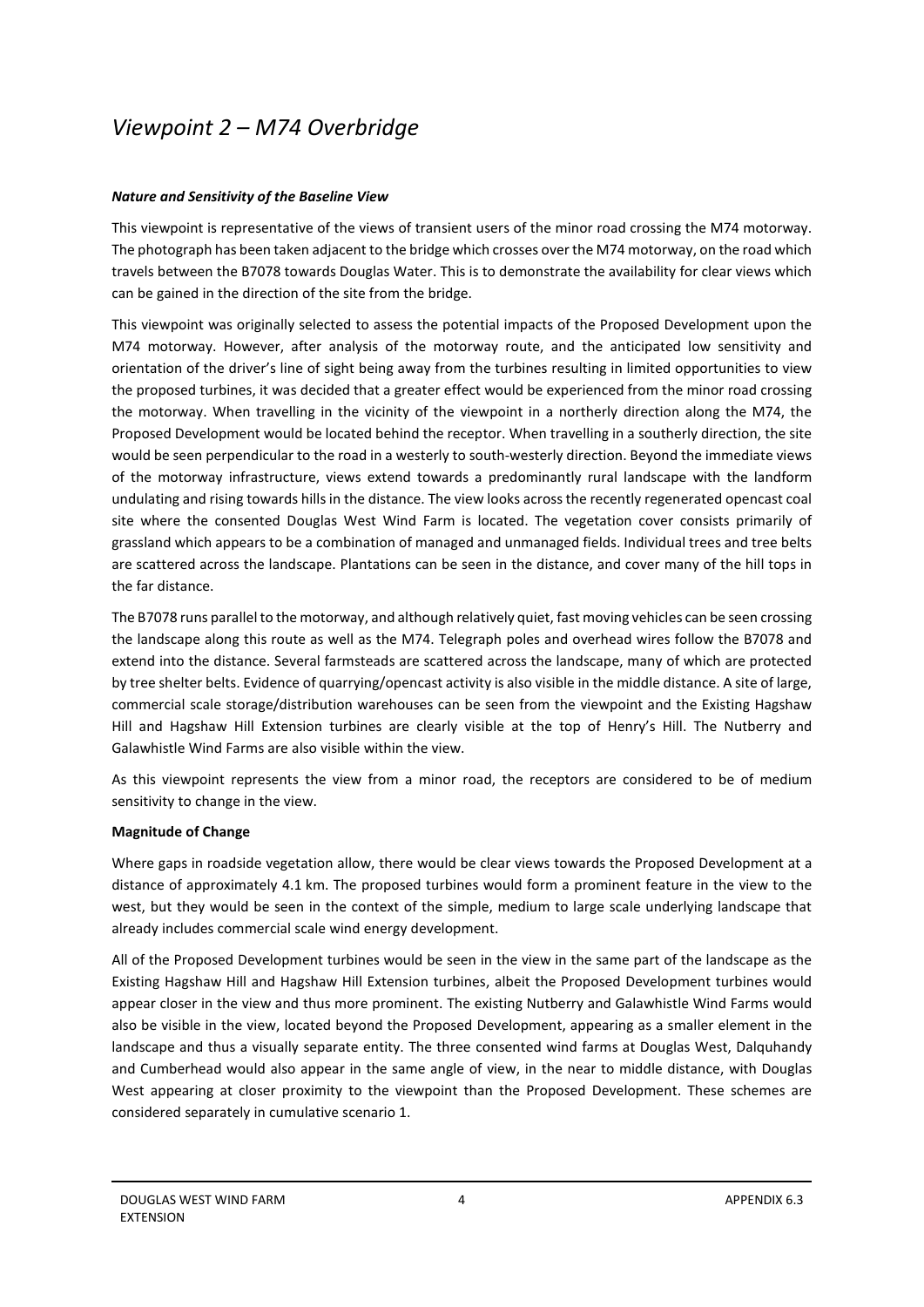# *Viewpoint 2 – M74 Overbridge*

***Nature and Sensitivity of the Baseline View***

This viewpoint is representative of the views of transient users of the minor road crossing the M74 motorway. The photograph has been taken adjacent to the bridge which crosses over the M74 motorway, on the road which travels between the B7078 towards Douglas Water. This is to demonstrate the availability for clear views which can be gained in the direction of the site from the bridge.

This viewpoint was originally selected to assess the potential impacts of the Proposed Development upon the M74 motorway. However, after analysis of the motorway route, and the anticipated low sensitivity and orientation of the driver's line of sight being away from the turbines resulting in limited opportunities to view the proposed turbines, it was decided that a greater effect would be experienced from the minor road crossing the motorway. When travelling in the vicinity of the viewpoint in a northerly direction along the M74, the Proposed Development would be located behind the receptor. When travelling in a southerly direction, the site would be seen perpendicular to the road in a westerly to south-westerly direction. Beyond the immediate views of the motorway infrastructure, views extend towards a predominantly rural landscape with the landform undulating and rising towards hills in the distance. The view looks across the recently regenerated opencast coal site where the consented Douglas West Wind Farm is located. The vegetation cover consists primarily of grassland which appears to be a combination of managed and unmanaged fields. Individual trees and tree belts are scattered across the landscape. Plantations can be seen in the distance, and cover many of the hill tops in the far distance.

The B7078 runs parallel to the motorway, and although relatively quiet, fast moving vehicles can be seen crossing the landscape along this route as well as the M74. Telegraph poles and overhead wires follow the B7078 and extend into the distance. Several farmsteads are scattered across the landscape, many of which are protected by tree shelter belts. Evidence of quarrying/opencast activity is also visible in the middle distance. A site of large, commercial scale storage/distribution warehouses can be seen from the viewpoint and the Existing Hagshaw Hill and Hagshaw Hill Extension turbines are clearly visible at the top of Henry's Hill. The Nutberry and Galawhistle Wind Farms are also visible within the view.

As this viewpoint represents the view from a minor road, the receptors are considered to be of medium sensitivity to change in the view.

**Magnitude of Change**

Where gaps in roadside vegetation allow, there would be clear views towards the Proposed Development at a distance of approximately 4.1 km. The proposed turbines would form a prominent feature in the view to the west, but they would be seen in the context of the simple, medium to large scale underlying landscape that already includes commercial scale wind energy development.

All of the Proposed Development turbines would be seen in the view in the same part of the landscape as the Existing Hagshaw Hill and Hagshaw Hill Extension turbines, albeit the Proposed Development turbines would appear closer in the view and thus more prominent. The existing Nutberry and Galawhistle Wind Farms would also be visible in the view, located beyond the Proposed Development, appearing as a smaller element in the landscape and thus a visually separate entity. The three consented wind farms at Douglas West, Dalquhandy and Cumberhead would also appear in the same angle of view, in the near to middle distance, with Douglas West appearing at closer proximity to the viewpoint than the Proposed Development. These schemes are considered separately in cumulative scenario 1.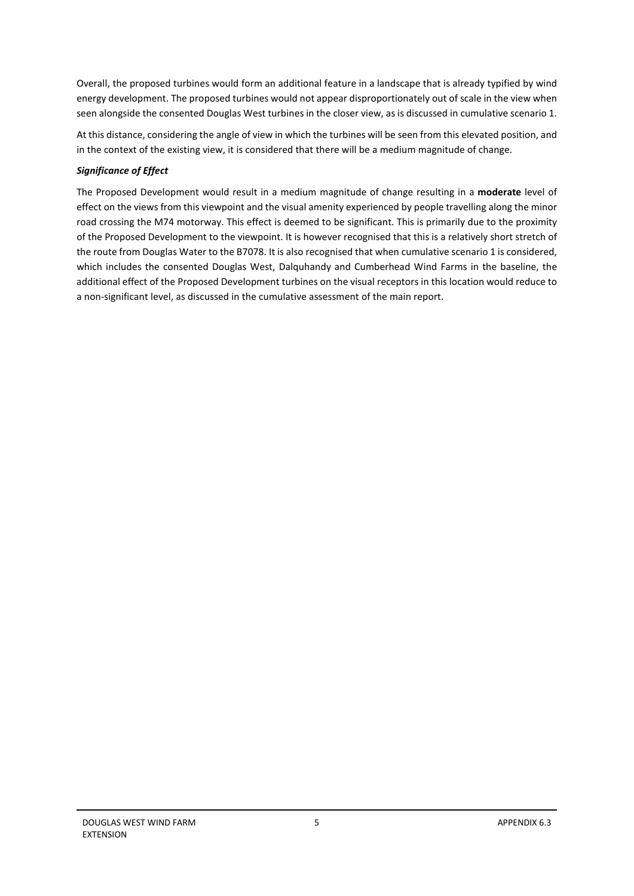Overall, the proposed turbines would form an additional feature in a landscape that is already typified by wind energy development. The proposed turbines would not appear disproportionately out of scale in the view when seen alongside the consented Douglas West turbines in the closer view, as is discussed in cumulative scenario 1.

At this distance, considering the angle of view in which the turbines will be seen from this elevated position, and in the context of the existing view, it is considered that there will be a medium magnitude of change.

***Significance of Effect***

The Proposed Development would result in a medium magnitude of change resulting in a **moderate** level of effect on the views from this viewpoint and the visual amenity experienced by people travelling along the minor road crossing the M74 motorway. This effect is deemed to be significant. This is primarily due to the proximity of the Proposed Development to the viewpoint. It is however recognised that this is a relatively short stretch of the route from Douglas Water to the B7078. It is also recognised that when cumulative scenario 1 is considered, which includes the consented Douglas West, Dalquhandy and Cumberhead Wind Farms in the baseline, the additional effect of the Proposed Development turbines on the visual receptors in this location would reduce to a non-significant level, as discussed in the cumulative assessment of the main report.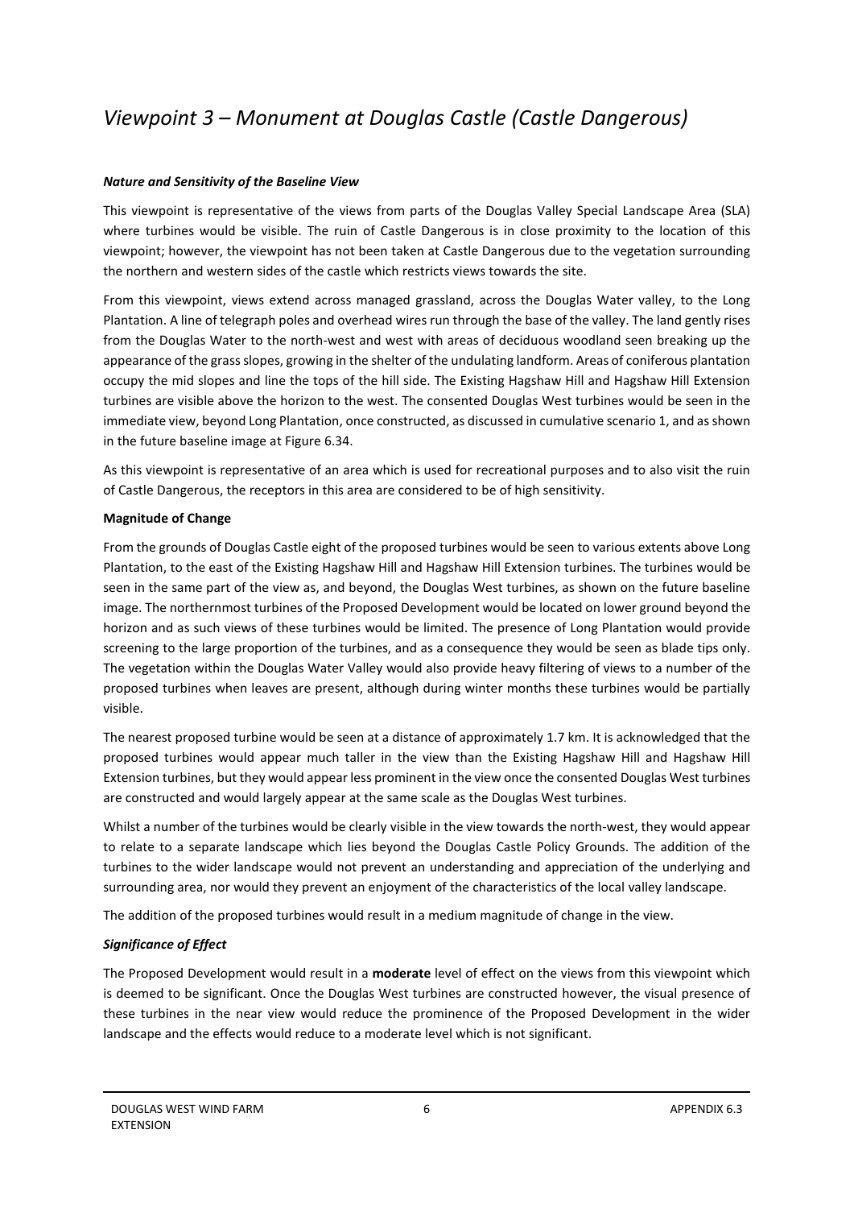# *Viewpoint 3 – Monument at Douglas Castle (Castle Dangerous)*

***Nature and Sensitivity of the Baseline View***

This viewpoint is representative of the views from parts of the Douglas Valley Special Landscape Area (SLA) where turbines would be visible. The ruin of Castle Dangerous is in close proximity to the location of this viewpoint; however, the viewpoint has not been taken at Castle Dangerous due to the vegetation surrounding the northern and western sides of the castle which restricts views towards the site.

From this viewpoint, views extend across managed grassland, across the Douglas Water valley, to the Long Plantation. A line of telegraph poles and overhead wires run through the base of the valley. The land gently rises from the Douglas Water to the north-west and west with areas of deciduous woodland seen breaking up the appearance of the grass slopes, growing in the shelter of the undulating landform. Areas of coniferous plantation occupy the mid slopes and line the tops of the hill side. The Existing Hagshaw Hill and Hagshaw Hill Extension turbines are visible above the horizon to the west. The consented Douglas West turbines would be seen in the immediate view, beyond Long Plantation, once constructed, as discussed in cumulative scenario 1, and as shown in the future baseline image at Figure 6.34.

As this viewpoint is representative of an area which is used for recreational purposes and to also visit the ruin of Castle Dangerous, the receptors in this area are considered to be of high sensitivity.

**Magnitude of Change**

From the grounds of Douglas Castle eight of the proposed turbines would be seen to various extents above Long Plantation, to the east of the Existing Hagshaw Hill and Hagshaw Hill Extension turbines. The turbines would be seen in the same part of the view as, and beyond, the Douglas West turbines, as shown on the future baseline image. The northernmost turbines of the Proposed Development would be located on lower ground beyond the horizon and as such views of these turbines would be limited. The presence of Long Plantation would provide screening to the large proportion of the turbines, and as a consequence they would be seen as blade tips only. The vegetation within the Douglas Water Valley would also provide heavy filtering of views to a number of the proposed turbines when leaves are present, although during winter months these turbines would be partially visible.

The nearest proposed turbine would be seen at a distance of approximately 1.7 km. It is acknowledged that the proposed turbines would appear much taller in the view than the Existing Hagshaw Hill and Hagshaw Hill Extension turbines, but they would appear less prominent in the view once the consented Douglas West turbines are constructed and would largely appear at the same scale as the Douglas West turbines.

Whilst a number of the turbines would be clearly visible in the view towards the north-west, they would appear to relate to a separate landscape which lies beyond the Douglas Castle Policy Grounds. The addition of the turbines to the wider landscape would not prevent an understanding and appreciation of the underlying and surrounding area, nor would they prevent an enjoyment of the characteristics of the local valley landscape.

The addition of the proposed turbines would result in a medium magnitude of change in the view.

***Significance of Effect***

The Proposed Development would result in a **moderate** level of effect on the views from this viewpoint which is deemed to be significant. Once the Douglas West turbines are constructed however, the visual presence of these turbines in the near view would reduce the prominence of the Proposed Development in the wider landscape and the effects would reduce to a moderate level which is not significant.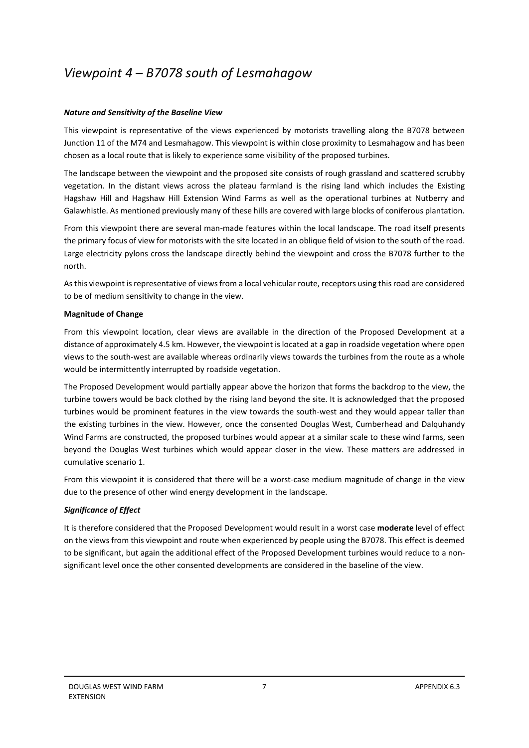# *Viewpoint 4 – B7078 south of Lesmahagow*

***Nature and Sensitivity of the Baseline View***

This viewpoint is representative of the views experienced by motorists travelling along the B7078 between Junction 11 of the M74 and Lesmahagow. This viewpoint is within close proximity to Lesmahagow and has been chosen as a local route that is likely to experience some visibility of the proposed turbines.

The landscape between the viewpoint and the proposed site consists of rough grassland and scattered scrubby vegetation. In the distant views across the plateau farmland is the rising land which includes the Existing Hagshaw Hill and Hagshaw Hill Extension Wind Farms as well as the operational turbines at Nutberry and Galawhistle. As mentioned previously many of these hills are covered with large blocks of coniferous plantation.

From this viewpoint there are several man-made features within the local landscape. The road itself presents the primary focus of view for motorists with the site located in an oblique field of vision to the south of the road. Large electricity pylons cross the landscape directly behind the viewpoint and cross the B7078 further to the north.

As this viewpoint is representative of views from a local vehicular route, receptors using this road are considered to be of medium sensitivity to change in the view.

**Magnitude of Change**

From this viewpoint location, clear views are available in the direction of the Proposed Development at a distance of approximately 4.5 km. However, the viewpoint is located at a gap in roadside vegetation where open views to the south-west are available whereas ordinarily views towards the turbines from the route as a whole would be intermittently interrupted by roadside vegetation.

The Proposed Development would partially appear above the horizon that forms the backdrop to the view, the turbine towers would be back clothed by the rising land beyond the site. It is acknowledged that the proposed turbines would be prominent features in the view towards the south-west and they would appear taller than the existing turbines in the view. However, once the consented Douglas West, Cumberhead and Dalquhandy Wind Farms are constructed, the proposed turbines would appear at a similar scale to these wind farms, seen beyond the Douglas West turbines which would appear closer in the view. These matters are addressed in cumulative scenario 1.

From this viewpoint it is considered that there will be a worst-case medium magnitude of change in the view due to the presence of other wind energy development in the landscape.

***Significance of Effect***

It is therefore considered that the Proposed Development would result in a worst case **moderate** level of effect on the views from this viewpoint and route when experienced by people using the B7078. This effect is deemed to be significant, but again the additional effect of the Proposed Development turbines would reduce to a non-significant level once the other consented developments are considered in the baseline of the view.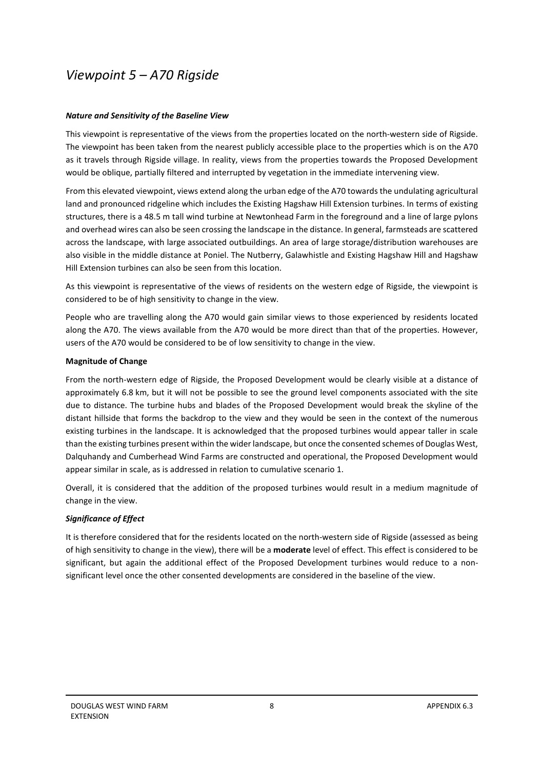# *Viewpoint 5 – A70 Rigside*

***Nature and Sensitivity of the Baseline View***

This viewpoint is representative of the views from the properties located on the north-western side of Rigside. The viewpoint has been taken from the nearest publicly accessible place to the properties which is on the A70 as it travels through Rigside village. In reality, views from the properties towards the Proposed Development would be oblique, partially filtered and interrupted by vegetation in the immediate intervening view.

From this elevated viewpoint, views extend along the urban edge of the A70 towards the undulating agricultural land and pronounced ridgeline which includes the Existing Hagshaw Hill Extension turbines. In terms of existing structures, there is a 48.5 m tall wind turbine at Newtonhead Farm in the foreground and a line of large pylons and overhead wires can also be seen crossing the landscape in the distance. In general, farmsteads are scattered across the landscape, with large associated outbuildings. An area of large storage/distribution warehouses are also visible in the middle distance at Poniel. The Nutberry, Galawhistle and Existing Hagshaw Hill and Hagshaw Hill Extension turbines can also be seen from this location.

As this viewpoint is representative of the views of residents on the western edge of Rigside, the viewpoint is considered to be of high sensitivity to change in the view.

People who are travelling along the A70 would gain similar views to those experienced by residents located along the A70. The views available from the A70 would be more direct than that of the properties. However, users of the A70 would be considered to be of low sensitivity to change in the view.

**Magnitude of Change**

From the north-western edge of Rigside, the Proposed Development would be clearly visible at a distance of approximately 6.8 km, but it will not be possible to see the ground level components associated with the site due to distance. The turbine hubs and blades of the Proposed Development would break the skyline of the distant hillside that forms the backdrop to the view and they would be seen in the context of the numerous existing turbines in the landscape. It is acknowledged that the proposed turbines would appear taller in scale than the existing turbines present within the wider landscape, but once the consented schemes of Douglas West, Dalquhandy and Cumberhead Wind Farms are constructed and operational, the Proposed Development would appear similar in scale, as is addressed in relation to cumulative scenario 1.

Overall, it is considered that the addition of the proposed turbines would result in a medium magnitude of change in the view.

***Significance of Effect***

It is therefore considered that for the residents located on the north-western side of Rigside (assessed as being of high sensitivity to change in the view), there will be a **moderate** level of effect. This effect is considered to be significant, but again the additional effect of the Proposed Development turbines would reduce to a non-significant level once the other consented developments are considered in the baseline of the view.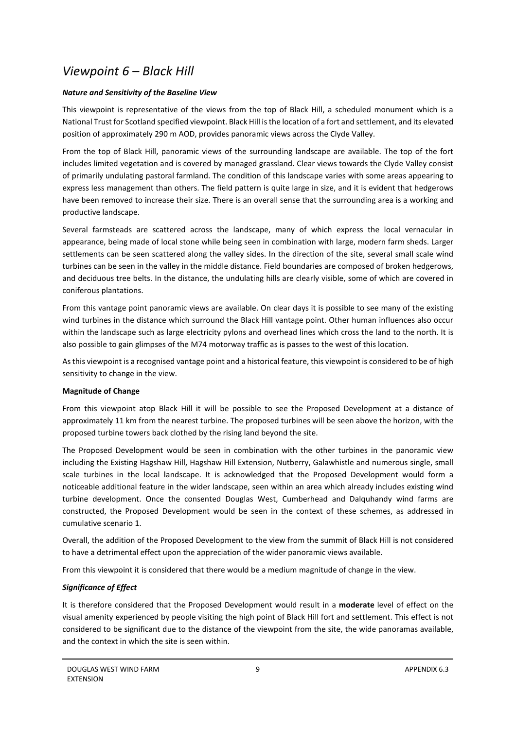# *Viewpoint 6 – Black Hill*

***Nature and Sensitivity of the Baseline View***

This viewpoint is representative of the views from the top of Black Hill, a scheduled monument which is a National Trust for Scotland specified viewpoint. Black Hill is the location of a fort and settlement, and its elevated position of approximately 290 m AOD, provides panoramic views across the Clyde Valley.

From the top of Black Hill, panoramic views of the surrounding landscape are available. The top of the fort includes limited vegetation and is covered by managed grassland. Clear views towards the Clyde Valley consist of primarily undulating pastoral farmland. The condition of this landscape varies with some areas appearing to express less management than others. The field pattern is quite large in size, and it is evident that hedgerows have been removed to increase their size. There is an overall sense that the surrounding area is a working and productive landscape.

Several farmsteads are scattered across the landscape, many of which express the local vernacular in appearance, being made of local stone while being seen in combination with large, modern farm sheds. Larger settlements can be seen scattered along the valley sides. In the direction of the site, several small scale wind turbines can be seen in the valley in the middle distance. Field boundaries are composed of broken hedgerows, and deciduous tree belts. In the distance, the undulating hills are clearly visible, some of which are covered in coniferous plantations.

From this vantage point panoramic views are available. On clear days it is possible to see many of the existing wind turbines in the distance which surround the Black Hill vantage point. Other human influences also occur within the landscape such as large electricity pylons and overhead lines which cross the land to the north. It is also possible to gain glimpses of the M74 motorway traffic as is passes to the west of this location.

As this viewpoint is a recognised vantage point and a historical feature, this viewpoint is considered to be of high sensitivity to change in the view.

**Magnitude of Change**

From this viewpoint atop Black Hill it will be possible to see the Proposed Development at a distance of approximately 11 km from the nearest turbine. The proposed turbines will be seen above the horizon, with the proposed turbine towers back clothed by the rising land beyond the site.

The Proposed Development would be seen in combination with the other turbines in the panoramic view including the Existing Hagshaw Hill, Hagshaw Hill Extension, Nutberry, Galawhistle and numerous single, small scale turbines in the local landscape. It is acknowledged that the Proposed Development would form a noticeable additional feature in the wider landscape, seen within an area which already includes existing wind turbine development. Once the consented Douglas West, Cumberhead and Dalquhandy wind farms are constructed, the Proposed Development would be seen in the context of these schemes, as addressed in cumulative scenario 1.

Overall, the addition of the Proposed Development to the view from the summit of Black Hill is not considered to have a detrimental effect upon the appreciation of the wider panoramic views available.

From this viewpoint it is considered that there would be a medium magnitude of change in the view.

***Significance of Effect***

It is therefore considered that the Proposed Development would result in a **moderate** level of effect on the visual amenity experienced by people visiting the high point of Black Hill fort and settlement. This effect is not considered to be significant due to the distance of the viewpoint from the site, the wide panoramas available, and the context in which the site is seen within.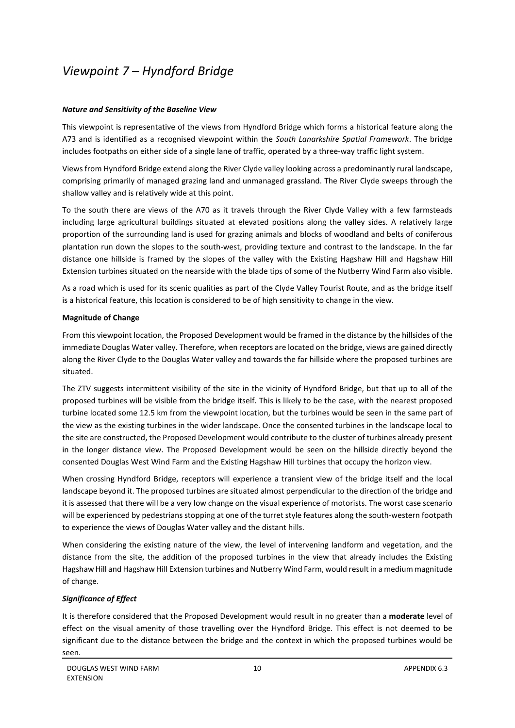# *Viewpoint 7 – Hyndford Bridge*

***Nature and Sensitivity of the Baseline View***

This viewpoint is representative of the views from Hyndford Bridge which forms a historical feature along the A73 and is identified as a recognised viewpoint within the *South Lanarkshire Spatial Framework*. The bridge includes footpaths on either side of a single lane of traffic, operated by a three-way traffic light system.

Views from Hyndford Bridge extend along the River Clyde valley looking across a predominantly rural landscape, comprising primarily of managed grazing land and unmanaged grassland. The River Clyde sweeps through the shallow valley and is relatively wide at this point.

To the south there are views of the A70 as it travels through the River Clyde Valley with a few farmsteads including large agricultural buildings situated at elevated positions along the valley sides. A relatively large proportion of the surrounding land is used for grazing animals and blocks of woodland and belts of coniferous plantation run down the slopes to the south-west, providing texture and contrast to the landscape. In the far distance one hillside is framed by the slopes of the valley with the Existing Hagshaw Hill and Hagshaw Hill Extension turbines situated on the nearside with the blade tips of some of the Nutberry Wind Farm also visible.

As a road which is used for its scenic qualities as part of the Clyde Valley Tourist Route, and as the bridge itself is a historical feature, this location is considered to be of high sensitivity to change in the view.

**Magnitude of Change**

From this viewpoint location, the Proposed Development would be framed in the distance by the hillsides of the immediate Douglas Water valley. Therefore, when receptors are located on the bridge, views are gained directly along the River Clyde to the Douglas Water valley and towards the far hillside where the proposed turbines are situated.

The ZTV suggests intermittent visibility of the site in the vicinity of Hyndford Bridge, but that up to all of the proposed turbines will be visible from the bridge itself. This is likely to be the case, with the nearest proposed turbine located some 12.5 km from the viewpoint location, but the turbines would be seen in the same part of the view as the existing turbines in the wider landscape. Once the consented turbines in the landscape local to the site are constructed, the Proposed Development would contribute to the cluster of turbines already present in the longer distance view. The Proposed Development would be seen on the hillside directly beyond the consented Douglas West Wind Farm and the Existing Hagshaw Hill turbines that occupy the horizon view.

When crossing Hyndford Bridge, receptors will experience a transient view of the bridge itself and the local landscape beyond it. The proposed turbines are situated almost perpendicular to the direction of the bridge and it is assessed that there will be a very low change on the visual experience of motorists. The worst case scenario will be experienced by pedestrians stopping at one of the turret style features along the south-western footpath to experience the views of Douglas Water valley and the distant hills.

When considering the existing nature of the view, the level of intervening landform and vegetation, and the distance from the site, the addition of the proposed turbines in the view that already includes the Existing Hagshaw Hill and Hagshaw Hill Extension turbines and Nutberry Wind Farm, would result in a medium magnitude of change.

***Significance of Effect***

It is therefore considered that the Proposed Development would result in no greater than a **moderate** level of effect on the visual amenity of those travelling over the Hyndford Bridge. This effect is not deemed to be significant due to the distance between the bridge and the context in which the proposed turbines would be seen.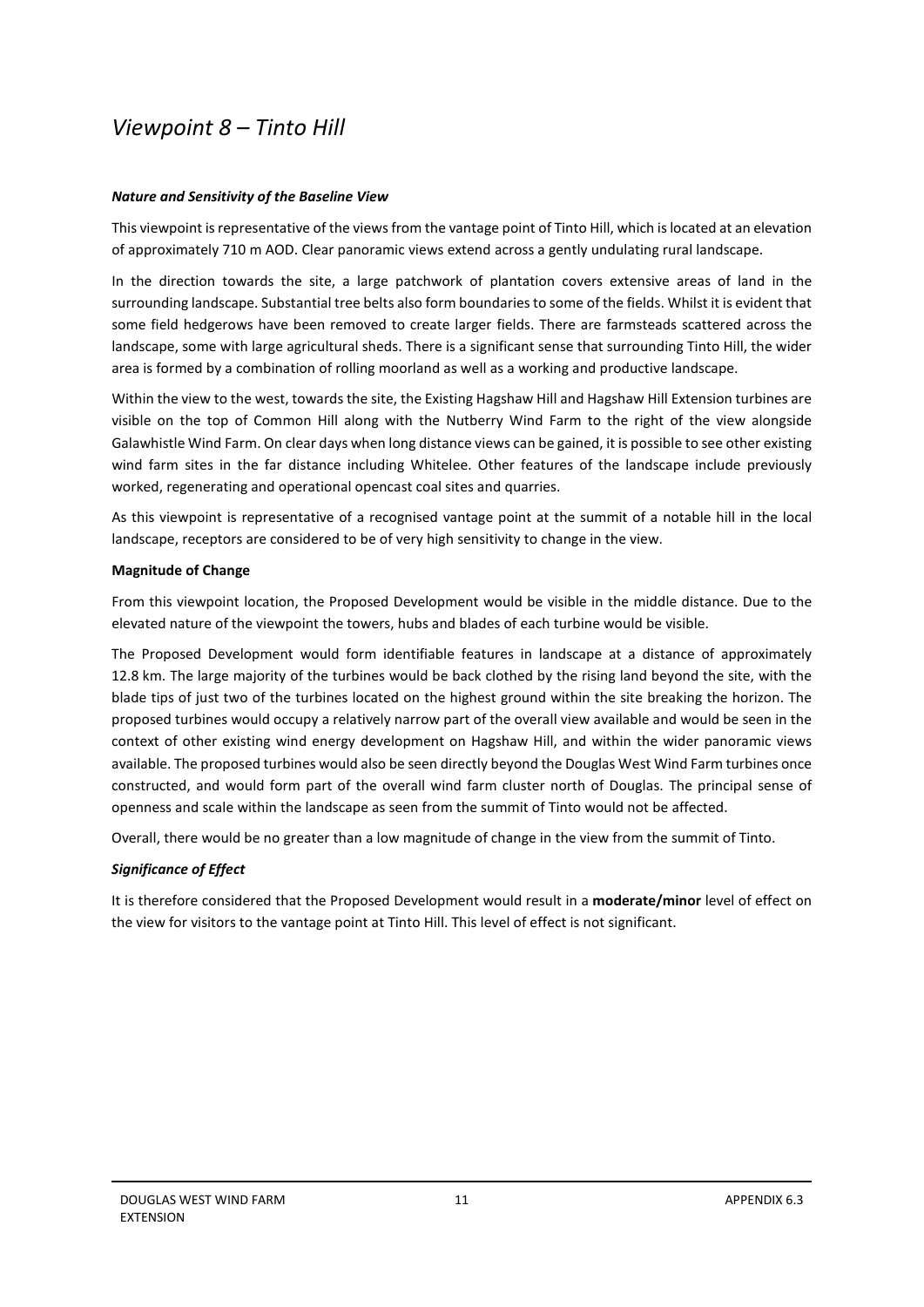# *Viewpoint 8 – Tinto Hill*

***Nature and Sensitivity of the Baseline View***

This viewpoint is representative of the views from the vantage point of Tinto Hill, which is located at an elevation of approximately 710 m AOD. Clear panoramic views extend across a gently undulating rural landscape.

In the direction towards the site, a large patchwork of plantation covers extensive areas of land in the surrounding landscape. Substantial tree belts also form boundaries to some of the fields. Whilst it is evident that some field hedgerows have been removed to create larger fields. There are farmsteads scattered across the landscape, some with large agricultural sheds. There is a significant sense that surrounding Tinto Hill, the wider area is formed by a combination of rolling moorland as well as a working and productive landscape.

Within the view to the west, towards the site, the Existing Hagshaw Hill and Hagshaw Hill Extension turbines are visible on the top of Common Hill along with the Nutberry Wind Farm to the right of the view alongside Galawhistle Wind Farm. On clear days when long distance views can be gained, it is possible to see other existing wind farm sites in the far distance including Whitelee. Other features of the landscape include previously worked, regenerating and operational opencast coal sites and quarries.

As this viewpoint is representative of a recognised vantage point at the summit of a notable hill in the local landscape, receptors are considered to be of very high sensitivity to change in the view.

**Magnitude of Change**

From this viewpoint location, the Proposed Development would be visible in the middle distance. Due to the elevated nature of the viewpoint the towers, hubs and blades of each turbine would be visible.

The Proposed Development would form identifiable features in landscape at a distance of approximately 12.8 km. The large majority of the turbines would be back clothed by the rising land beyond the site, with the blade tips of just two of the turbines located on the highest ground within the site breaking the horizon. The proposed turbines would occupy a relatively narrow part of the overall view available and would be seen in the context of other existing wind energy development on Hagshaw Hill, and within the wider panoramic views available. The proposed turbines would also be seen directly beyond the Douglas West Wind Farm turbines once constructed, and would form part of the overall wind farm cluster north of Douglas. The principal sense of openness and scale within the landscape as seen from the summit of Tinto would not be affected.

Overall, there would be no greater than a low magnitude of change in the view from the summit of Tinto.

***Significance of Effect***

It is therefore considered that the Proposed Development would result in a **moderate/minor** level of effect on the view for visitors to the vantage point at Tinto Hill. This level of effect is not significant.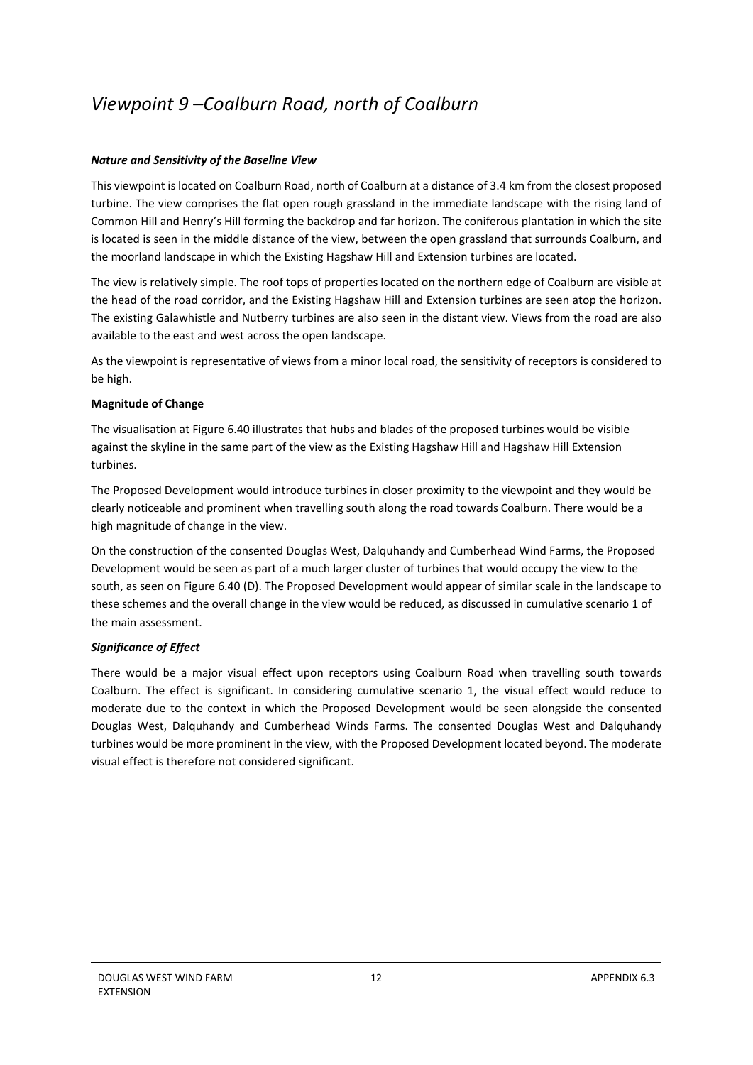## *Viewpoint 9 –Coalburn Road, north of Coalburn*

***Nature and Sensitivity of the Baseline View***

This viewpoint is located on Coalburn Road, north of Coalburn at a distance of 3.4 km from the closest proposed turbine. The view comprises the flat open rough grassland in the immediate landscape with the rising land of Common Hill and Henry's Hill forming the backdrop and far horizon. The coniferous plantation in which the site is located is seen in the middle distance of the view, between the open grassland that surrounds Coalburn, and the moorland landscape in which the Existing Hagshaw Hill and Extension turbines are located.

The view is relatively simple. The roof tops of properties located on the northern edge of Coalburn are visible at the head of the road corridor, and the Existing Hagshaw Hill and Extension turbines are seen atop the horizon. The existing Galawhistle and Nutberry turbines are also seen in the distant view. Views from the road are also available to the east and west across the open landscape.

As the viewpoint is representative of views from a minor local road, the sensitivity of receptors is considered to be high.

**Magnitude of Change**

The visualisation at Figure 6.40 illustrates that hubs and blades of the proposed turbines would be visible against the skyline in the same part of the view as the Existing Hagshaw Hill and Hagshaw Hill Extension turbines.

The Proposed Development would introduce turbines in closer proximity to the viewpoint and they would be clearly noticeable and prominent when travelling south along the road towards Coalburn. There would be a high magnitude of change in the view.

On the construction of the consented Douglas West, Dalquhandy and Cumberhead Wind Farms, the Proposed Development would be seen as part of a much larger cluster of turbines that would occupy the view to the south, as seen on Figure 6.40 (D). The Proposed Development would appear of similar scale in the landscape to these schemes and the overall change in the view would be reduced, as discussed in cumulative scenario 1 of the main assessment.

***Significance of Effect***

There would be a major visual effect upon receptors using Coalburn Road when travelling south towards Coalburn. The effect is significant. In considering cumulative scenario 1, the visual effect would reduce to moderate due to the context in which the Proposed Development would be seen alongside the consented Douglas West, Dalquhandy and Cumberhead Winds Farms. The consented Douglas West and Dalquhandy turbines would be more prominent in the view, with the Proposed Development located beyond. The moderate visual effect is therefore not considered significant.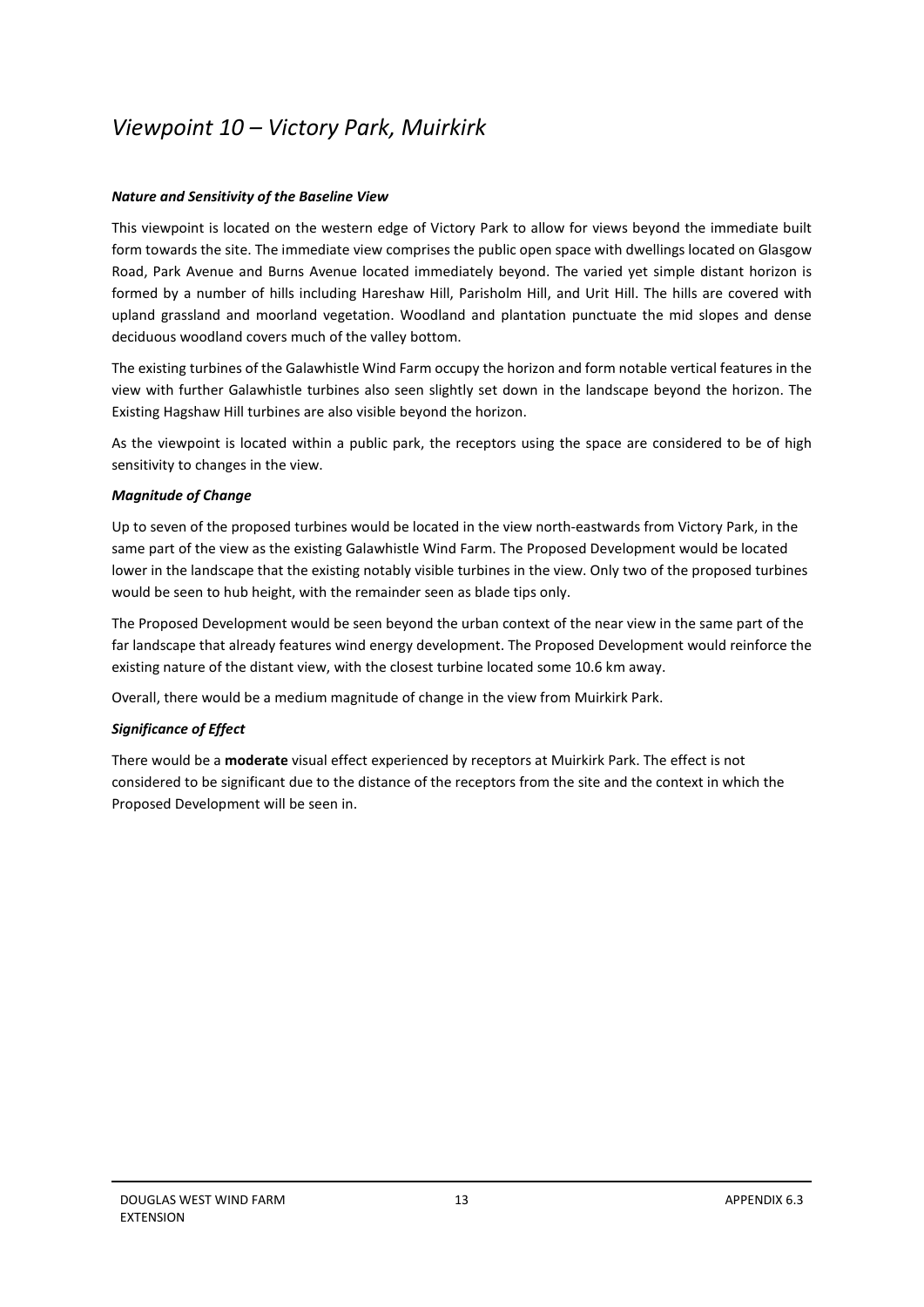## *Viewpoint 10 – Victory Park, Muirkirk*

***Nature and Sensitivity of the Baseline View***

This viewpoint is located on the western edge of Victory Park to allow for views beyond the immediate built form towards the site. The immediate view comprises the public open space with dwellings located on Glasgow Road, Park Avenue and Burns Avenue located immediately beyond. The varied yet simple distant horizon is formed by a number of hills including Hareshaw Hill, Parisholm Hill, and Urit Hill. The hills are covered with upland grassland and moorland vegetation. Woodland and plantation punctuate the mid slopes and dense deciduous woodland covers much of the valley bottom.

The existing turbines of the Galawhistle Wind Farm occupy the horizon and form notable vertical features in the view with further Galawhistle turbines also seen slightly set down in the landscape beyond the horizon. The Existing Hagshaw Hill turbines are also visible beyond the horizon.

As the viewpoint is located within a public park, the receptors using the space are considered to be of high sensitivity to changes in the view.

***Magnitude of Change***

Up to seven of the proposed turbines would be located in the view north-eastwards from Victory Park, in the same part of the view as the existing Galawhistle Wind Farm. The Proposed Development would be located lower in the landscape that the existing notably visible turbines in the view. Only two of the proposed turbines would be seen to hub height, with the remainder seen as blade tips only.

The Proposed Development would be seen beyond the urban context of the near view in the same part of the far landscape that already features wind energy development. The Proposed Development would reinforce the existing nature of the distant view, with the closest turbine located some 10.6 km away.

Overall, there would be a medium magnitude of change in the view from Muirkirk Park.

***Significance of Effect***

There would be a **moderate** visual effect experienced by receptors at Muirkirk Park. The effect is not considered to be significant due to the distance of the receptors from the site and the context in which the Proposed Development will be seen in.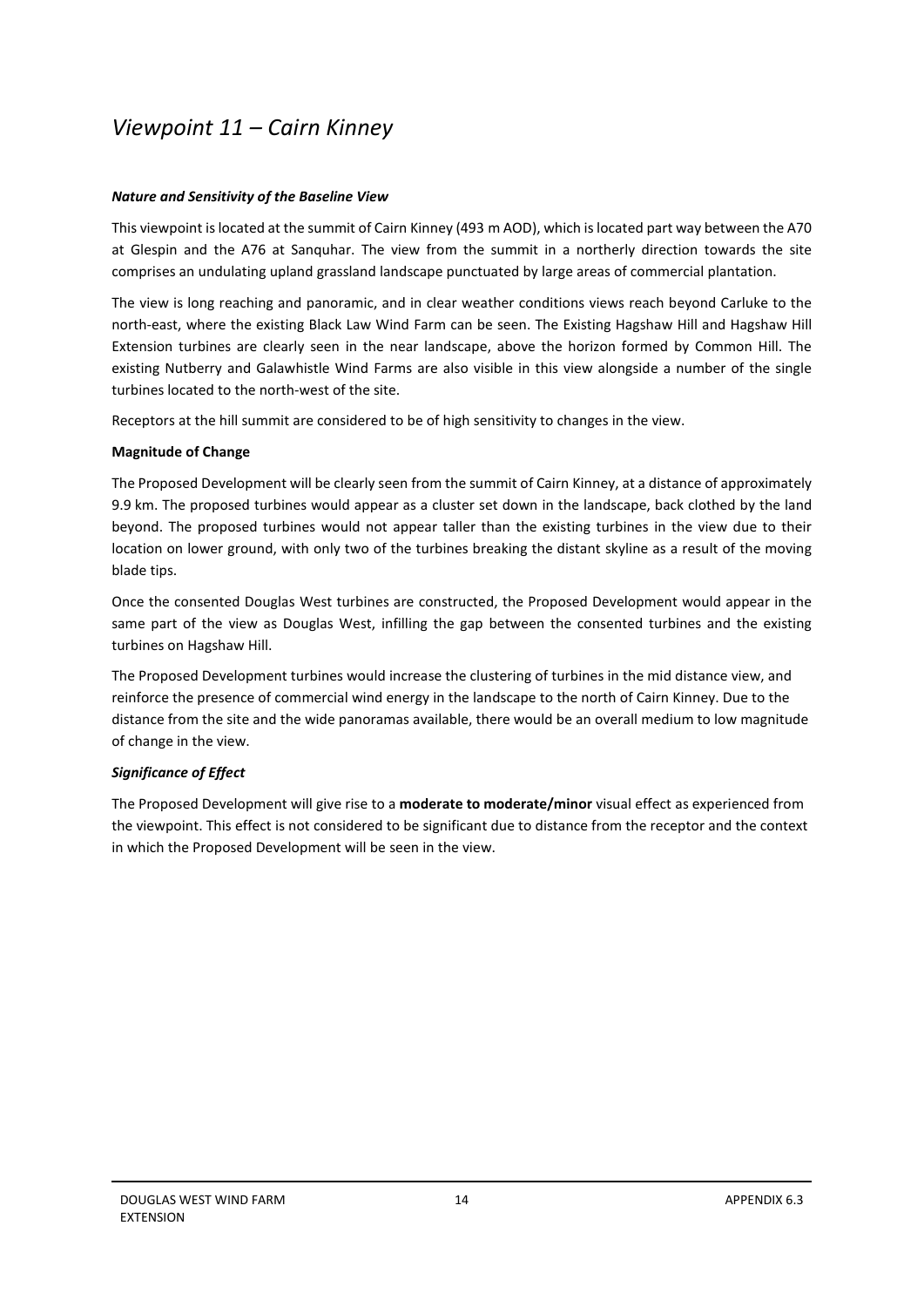## *Viewpoint 11 – Cairn Kinney*

***Nature and Sensitivity of the Baseline View***

This viewpoint is located at the summit of Cairn Kinney (493 m AOD), which is located part way between the A70 at Glespin and the A76 at Sanquhar. The view from the summit in a northerly direction towards the site comprises an undulating upland grassland landscape punctuated by large areas of commercial plantation.

The view is long reaching and panoramic, and in clear weather conditions views reach beyond Carluke to the north-east, where the existing Black Law Wind Farm can be seen. The Existing Hagshaw Hill and Hagshaw Hill Extension turbines are clearly seen in the near landscape, above the horizon formed by Common Hill. The existing Nutberry and Galawhistle Wind Farms are also visible in this view alongside a number of the single turbines located to the north-west of the site.

Receptors at the hill summit are considered to be of high sensitivity to changes in the view.

**Magnitude of Change**

The Proposed Development will be clearly seen from the summit of Cairn Kinney, at a distance of approximately 9.9 km. The proposed turbines would appear as a cluster set down in the landscape, back clothed by the land beyond. The proposed turbines would not appear taller than the existing turbines in the view due to their location on lower ground, with only two of the turbines breaking the distant skyline as a result of the moving blade tips.

Once the consented Douglas West turbines are constructed, the Proposed Development would appear in the same part of the view as Douglas West, infilling the gap between the consented turbines and the existing turbines on Hagshaw Hill.

The Proposed Development turbines would increase the clustering of turbines in the mid distance view, and reinforce the presence of commercial wind energy in the landscape to the north of Cairn Kinney. Due to the distance from the site and the wide panoramas available, there would be an overall medium to low magnitude of change in the view.

***Significance of Effect***

The Proposed Development will give rise to a **moderate to moderate/minor** visual effect as experienced from the viewpoint. This effect is not considered to be significant due to distance from the receptor and the context in which the Proposed Development will be seen in the view.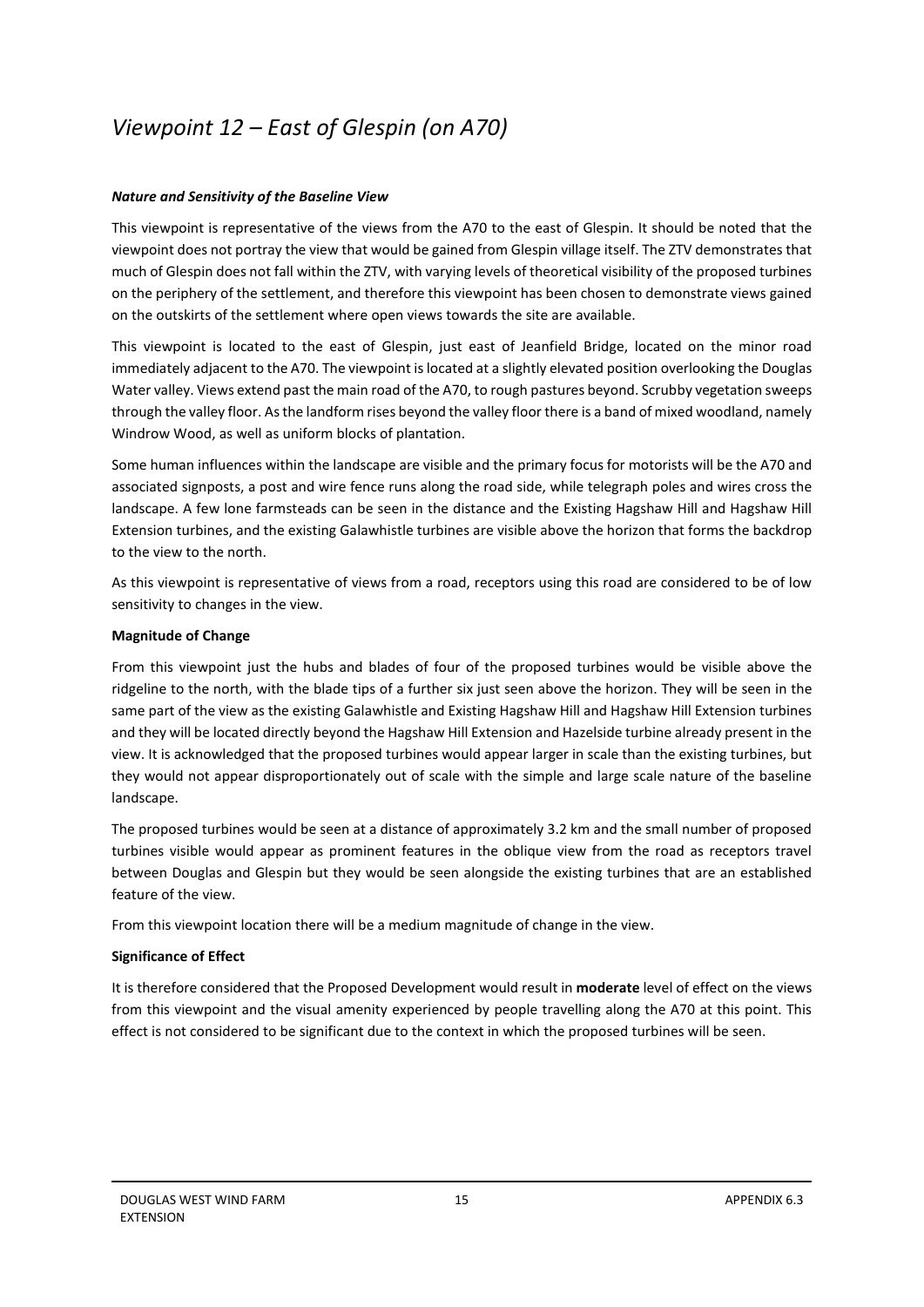# *Viewpoint 12 – East of Glespin (on A70)*

***Nature and Sensitivity of the Baseline View***

This viewpoint is representative of the views from the A70 to the east of Glespin. It should be noted that the viewpoint does not portray the view that would be gained from Glespin village itself. The ZTV demonstrates that much of Glespin does not fall within the ZTV, with varying levels of theoretical visibility of the proposed turbines on the periphery of the settlement, and therefore this viewpoint has been chosen to demonstrate views gained on the outskirts of the settlement where open views towards the site are available.

This viewpoint is located to the east of Glespin, just east of Jeanfield Bridge, located on the minor road immediately adjacent to the A70. The viewpoint is located at a slightly elevated position overlooking the Douglas Water valley. Views extend past the main road of the A70, to rough pastures beyond. Scrubby vegetation sweeps through the valley floor. As the landform rises beyond the valley floor there is a band of mixed woodland, namely Windrow Wood, as well as uniform blocks of plantation.

Some human influences within the landscape are visible and the primary focus for motorists will be the A70 and associated signposts, a post and wire fence runs along the road side, while telegraph poles and wires cross the landscape. A few lone farmsteads can be seen in the distance and the Existing Hagshaw Hill and Hagshaw Hill Extension turbines, and the existing Galawhistle turbines are visible above the horizon that forms the backdrop to the view to the north.

As this viewpoint is representative of views from a road, receptors using this road are considered to be of low sensitivity to changes in the view.

**Magnitude of Change**

From this viewpoint just the hubs and blades of four of the proposed turbines would be visible above the ridgeline to the north, with the blade tips of a further six just seen above the horizon. They will be seen in the same part of the view as the existing Galawhistle and Existing Hagshaw Hill and Hagshaw Hill Extension turbines and they will be located directly beyond the Hagshaw Hill Extension and Hazelside turbine already present in the view. It is acknowledged that the proposed turbines would appear larger in scale than the existing turbines, but they would not appear disproportionately out of scale with the simple and large scale nature of the baseline landscape.

The proposed turbines would be seen at a distance of approximately 3.2 km and the small number of proposed turbines visible would appear as prominent features in the oblique view from the road as receptors travel between Douglas and Glespin but they would be seen alongside the existing turbines that are an established feature of the view.

From this viewpoint location there will be a medium magnitude of change in the view.

**Significance of Effect**

It is therefore considered that the Proposed Development would result in **moderate** level of effect on the views from this viewpoint and the visual amenity experienced by people travelling along the A70 at this point. This effect is not considered to be significant due to the context in which the proposed turbines will be seen.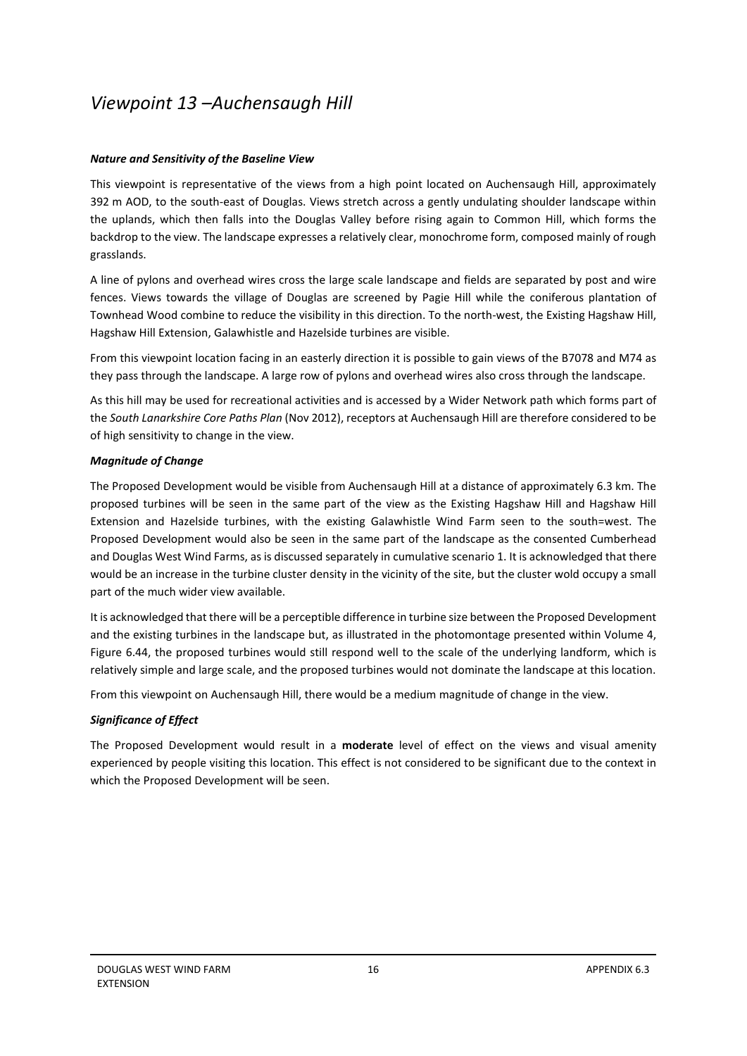## *Viewpoint 13 –Auchensaugh Hill*

***Nature and Sensitivity of the Baseline View***

This viewpoint is representative of the views from a high point located on Auchensaugh Hill, approximately 392 m AOD, to the south-east of Douglas. Views stretch across a gently undulating shoulder landscape within the uplands, which then falls into the Douglas Valley before rising again to Common Hill, which forms the backdrop to the view. The landscape expresses a relatively clear, monochrome form, composed mainly of rough grasslands.

A line of pylons and overhead wires cross the large scale landscape and fields are separated by post and wire fences. Views towards the village of Douglas are screened by Pagie Hill while the coniferous plantation of Townhead Wood combine to reduce the visibility in this direction. To the north-west, the Existing Hagshaw Hill, Hagshaw Hill Extension, Galawhistle and Hazelside turbines are visible.

From this viewpoint location facing in an easterly direction it is possible to gain views of the B7078 and M74 as they pass through the landscape. A large row of pylons and overhead wires also cross through the landscape.

As this hill may be used for recreational activities and is accessed by a Wider Network path which forms part of the *South Lanarkshire Core Paths Plan* (Nov 2012), receptors at Auchensaugh Hill are therefore considered to be of high sensitivity to change in the view.

***Magnitude of Change***

The Proposed Development would be visible from Auchensaugh Hill at a distance of approximately 6.3 km. The proposed turbines will be seen in the same part of the view as the Existing Hagshaw Hill and Hagshaw Hill Extension and Hazelside turbines, with the existing Galawhistle Wind Farm seen to the south=west. The Proposed Development would also be seen in the same part of the landscape as the consented Cumberhead and Douglas West Wind Farms, as is discussed separately in cumulative scenario 1. It is acknowledged that there would be an increase in the turbine cluster density in the vicinity of the site, but the cluster wold occupy a small part of the much wider view available.

It is acknowledged that there will be a perceptible difference in turbine size between the Proposed Development and the existing turbines in the landscape but, as illustrated in the photomontage presented within Volume 4, Figure 6.44, the proposed turbines would still respond well to the scale of the underlying landform, which is relatively simple and large scale, and the proposed turbines would not dominate the landscape at this location.

From this viewpoint on Auchensaugh Hill, there would be a medium magnitude of change in the view.

***Significance of Effect***

The Proposed Development would result in a **moderate** level of effect on the views and visual amenity experienced by people visiting this location. This effect is not considered to be significant due to the context in which the Proposed Development will be seen.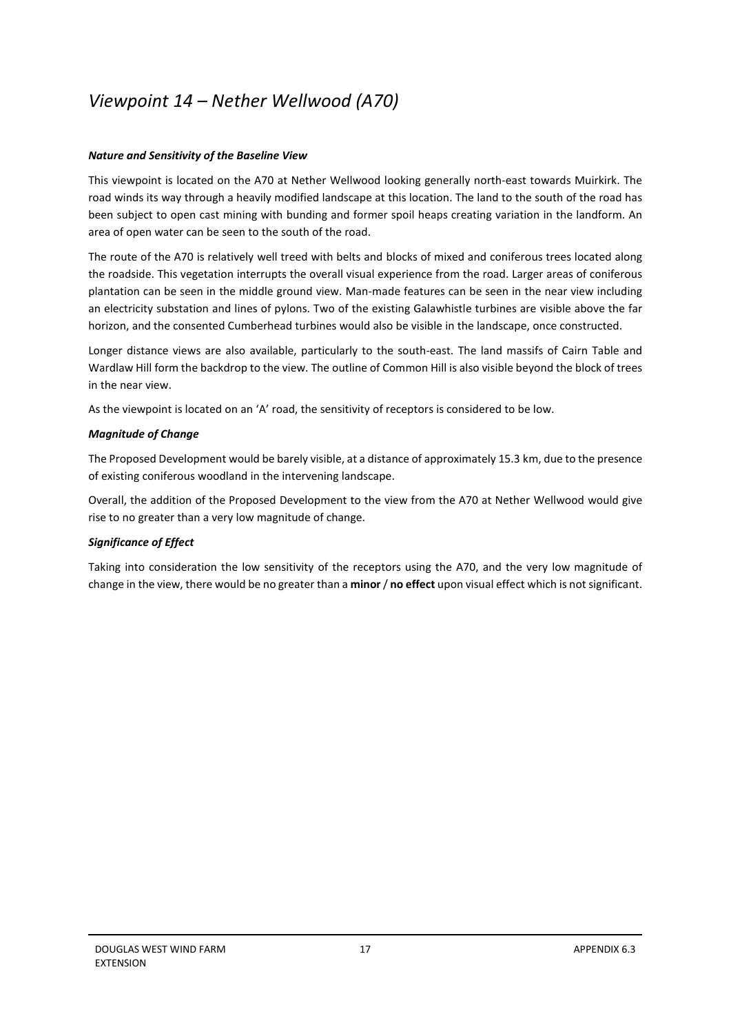# *Viewpoint 14 – Nether Wellwood (A70)*

***Nature and Sensitivity of the Baseline View***

This viewpoint is located on the A70 at Nether Wellwood looking generally north-east towards Muirkirk. The road winds its way through a heavily modified landscape at this location. The land to the south of the road has been subject to open cast mining with bunding and former spoil heaps creating variation in the landform. An area of open water can be seen to the south of the road.

The route of the A70 is relatively well treed with belts and blocks of mixed and coniferous trees located along the roadside. This vegetation interrupts the overall visual experience from the road. Larger areas of coniferous plantation can be seen in the middle ground view. Man-made features can be seen in the near view including an electricity substation and lines of pylons. Two of the existing Galawhistle turbines are visible above the far horizon, and the consented Cumberhead turbines would also be visible in the landscape, once constructed.

Longer distance views are also available, particularly to the south-east. The land massifs of Cairn Table and Wardlaw Hill form the backdrop to the view. The outline of Common Hill is also visible beyond the block of trees in the near view.

As the viewpoint is located on an 'A' road, the sensitivity of receptors is considered to be low.

***Magnitude of Change***

The Proposed Development would be barely visible, at a distance of approximately 15.3 km, due to the presence of existing coniferous woodland in the intervening landscape.

Overall, the addition of the Proposed Development to the view from the A70 at Nether Wellwood would give rise to no greater than a very low magnitude of change.

***Significance of Effect***

Taking into consideration the low sensitivity of the receptors using the A70, and the very low magnitude of change in the view, there would be no greater than a **minor** / **no effect** upon visual effect which is not significant.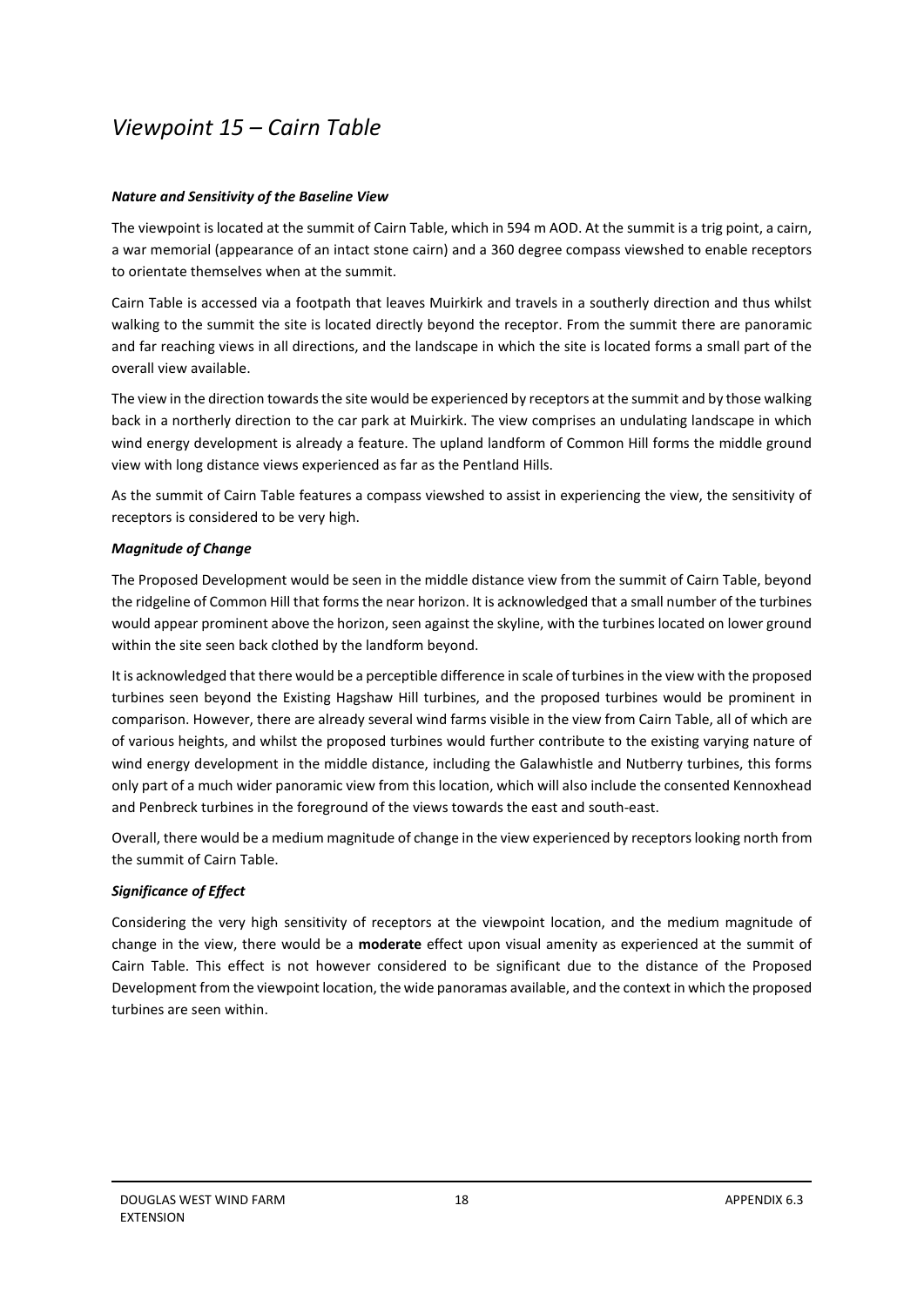# *Viewpoint 15 – Cairn Table*

***Nature and Sensitivity of the Baseline View***

The viewpoint is located at the summit of Cairn Table, which in 594 m AOD. At the summit is a trig point, a cairn, a war memorial (appearance of an intact stone cairn) and a 360 degree compass viewshed to enable receptors to orientate themselves when at the summit.

Cairn Table is accessed via a footpath that leaves Muirkirk and travels in a southerly direction and thus whilst walking to the summit the site is located directly beyond the receptor. From the summit there are panoramic and far reaching views in all directions, and the landscape in which the site is located forms a small part of the overall view available.

The view in the direction towards the site would be experienced by receptors at the summit and by those walking back in a northerly direction to the car park at Muirkirk. The view comprises an undulating landscape in which wind energy development is already a feature. The upland landform of Common Hill forms the middle ground view with long distance views experienced as far as the Pentland Hills.

As the summit of Cairn Table features a compass viewshed to assist in experiencing the view, the sensitivity of receptors is considered to be very high.

***Magnitude of Change***

The Proposed Development would be seen in the middle distance view from the summit of Cairn Table, beyond the ridgeline of Common Hill that forms the near horizon. It is acknowledged that a small number of the turbines would appear prominent above the horizon, seen against the skyline, with the turbines located on lower ground within the site seen back clothed by the landform beyond.

It is acknowledged that there would be a perceptible difference in scale of turbines in the view with the proposed turbines seen beyond the Existing Hagshaw Hill turbines, and the proposed turbines would be prominent in comparison. However, there are already several wind farms visible in the view from Cairn Table, all of which are of various heights, and whilst the proposed turbines would further contribute to the existing varying nature of wind energy development in the middle distance, including the Galawhistle and Nutberry turbines, this forms only part of a much wider panoramic view from this location, which will also include the consented Kennoxhead and Penbreck turbines in the foreground of the views towards the east and south-east.

Overall, there would be a medium magnitude of change in the view experienced by receptors looking north from the summit of Cairn Table.

***Significance of Effect***

Considering the very high sensitivity of receptors at the viewpoint location, and the medium magnitude of change in the view, there would be a **moderate** effect upon visual amenity as experienced at the summit of Cairn Table. This effect is not however considered to be significant due to the distance of the Proposed Development from the viewpoint location, the wide panoramas available, and the context in which the proposed turbines are seen within.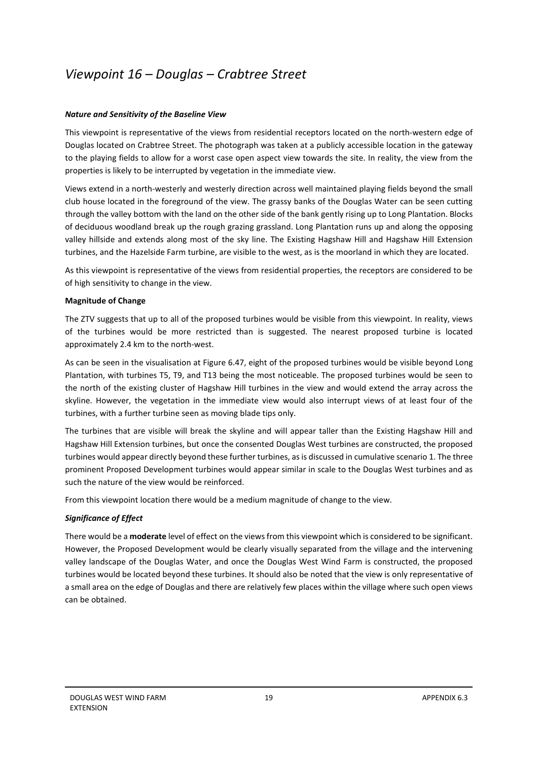# *Viewpoint 16 – Douglas – Crabtree Street*

***Nature and Sensitivity of the Baseline View***

This viewpoint is representative of the views from residential receptors located on the north-western edge of Douglas located on Crabtree Street. The photograph was taken at a publicly accessible location in the gateway to the playing fields to allow for a worst case open aspect view towards the site. In reality, the view from the properties is likely to be interrupted by vegetation in the immediate view.

Views extend in a north-westerly and westerly direction across well maintained playing fields beyond the small club house located in the foreground of the view. The grassy banks of the Douglas Water can be seen cutting through the valley bottom with the land on the other side of the bank gently rising up to Long Plantation. Blocks of deciduous woodland break up the rough grazing grassland. Long Plantation runs up and along the opposing valley hillside and extends along most of the sky line. The Existing Hagshaw Hill and Hagshaw Hill Extension turbines, and the Hazelside Farm turbine, are visible to the west, as is the moorland in which they are located.

As this viewpoint is representative of the views from residential properties, the receptors are considered to be of high sensitivity to change in the view.

**Magnitude of Change**

The ZTV suggests that up to all of the proposed turbines would be visible from this viewpoint. In reality, views of the turbines would be more restricted than is suggested. The nearest proposed turbine is located approximately 2.4 km to the north-west.

As can be seen in the visualisation at Figure 6.47, eight of the proposed turbines would be visible beyond Long Plantation, with turbines T5, T9, and T13 being the most noticeable. The proposed turbines would be seen to the north of the existing cluster of Hagshaw Hill turbines in the view and would extend the array across the skyline. However, the vegetation in the immediate view would also interrupt views of at least four of the turbines, with a further turbine seen as moving blade tips only.

The turbines that are visible will break the skyline and will appear taller than the Existing Hagshaw Hill and Hagshaw Hill Extension turbines, but once the consented Douglas West turbines are constructed, the proposed turbines would appear directly beyond these further turbines, as is discussed in cumulative scenario 1. The three prominent Proposed Development turbines would appear similar in scale to the Douglas West turbines and as such the nature of the view would be reinforced.

From this viewpoint location there would be a medium magnitude of change to the view.

***Significance of Effect***

There would be a **moderate** level of effect on the views from this viewpoint which is considered to be significant. However, the Proposed Development would be clearly visually separated from the village and the intervening valley landscape of the Douglas Water, and once the Douglas West Wind Farm is constructed, the proposed turbines would be located beyond these turbines. It should also be noted that the view is only representative of a small area on the edge of Douglas and there are relatively few places within the village where such open views can be obtained.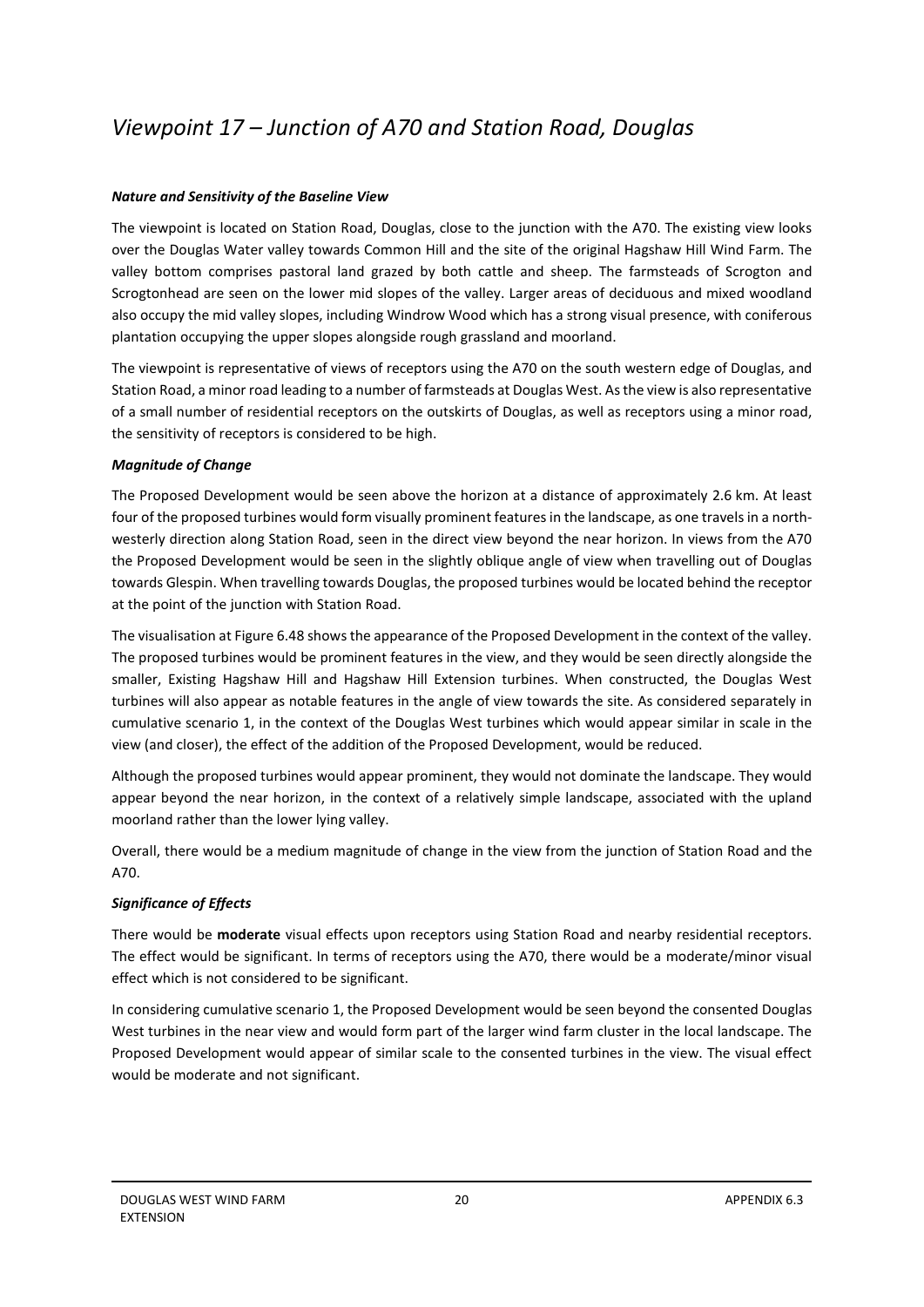# *Viewpoint 17 – Junction of A70 and Station Road, Douglas*

***Nature and Sensitivity of the Baseline View***

The viewpoint is located on Station Road, Douglas, close to the junction with the A70. The existing view looks over the Douglas Water valley towards Common Hill and the site of the original Hagshaw Hill Wind Farm. The valley bottom comprises pastoral land grazed by both cattle and sheep. The farmsteads of Scrogton and Scrogtonhead are seen on the lower mid slopes of the valley. Larger areas of deciduous and mixed woodland also occupy the mid valley slopes, including Windrow Wood which has a strong visual presence, with coniferous plantation occupying the upper slopes alongside rough grassland and moorland.

The viewpoint is representative of views of receptors using the A70 on the south western edge of Douglas, and Station Road, a minor road leading to a number of farmsteads at Douglas West. As the view is also representative of a small number of residential receptors on the outskirts of Douglas, as well as receptors using a minor road, the sensitivity of receptors is considered to be high.

***Magnitude of Change***

The Proposed Development would be seen above the horizon at a distance of approximately 2.6 km. At least four of the proposed turbines would form visually prominent features in the landscape, as one travels in a north-westerly direction along Station Road, seen in the direct view beyond the near horizon. In views from the A70 the Proposed Development would be seen in the slightly oblique angle of view when travelling out of Douglas towards Glespin. When travelling towards Douglas, the proposed turbines would be located behind the receptor at the point of the junction with Station Road.

The visualisation at Figure 6.48 shows the appearance of the Proposed Development in the context of the valley. The proposed turbines would be prominent features in the view, and they would be seen directly alongside the smaller, Existing Hagshaw Hill and Hagshaw Hill Extension turbines. When constructed, the Douglas West turbines will also appear as notable features in the angle of view towards the site. As considered separately in cumulative scenario 1, in the context of the Douglas West turbines which would appear similar in scale in the view (and closer), the effect of the addition of the Proposed Development, would be reduced.

Although the proposed turbines would appear prominent, they would not dominate the landscape. They would appear beyond the near horizon, in the context of a relatively simple landscape, associated with the upland moorland rather than the lower lying valley.

Overall, there would be a medium magnitude of change in the view from the junction of Station Road and the A70.

***Significance of Effects***

There would be **moderate** visual effects upon receptors using Station Road and nearby residential receptors. The effect would be significant. In terms of receptors using the A70, there would be a moderate/minor visual effect which is not considered to be significant.

In considering cumulative scenario 1, the Proposed Development would be seen beyond the consented Douglas West turbines in the near view and would form part of the larger wind farm cluster in the local landscape. The Proposed Development would appear of similar scale to the consented turbines in the view. The visual effect would be moderate and not significant.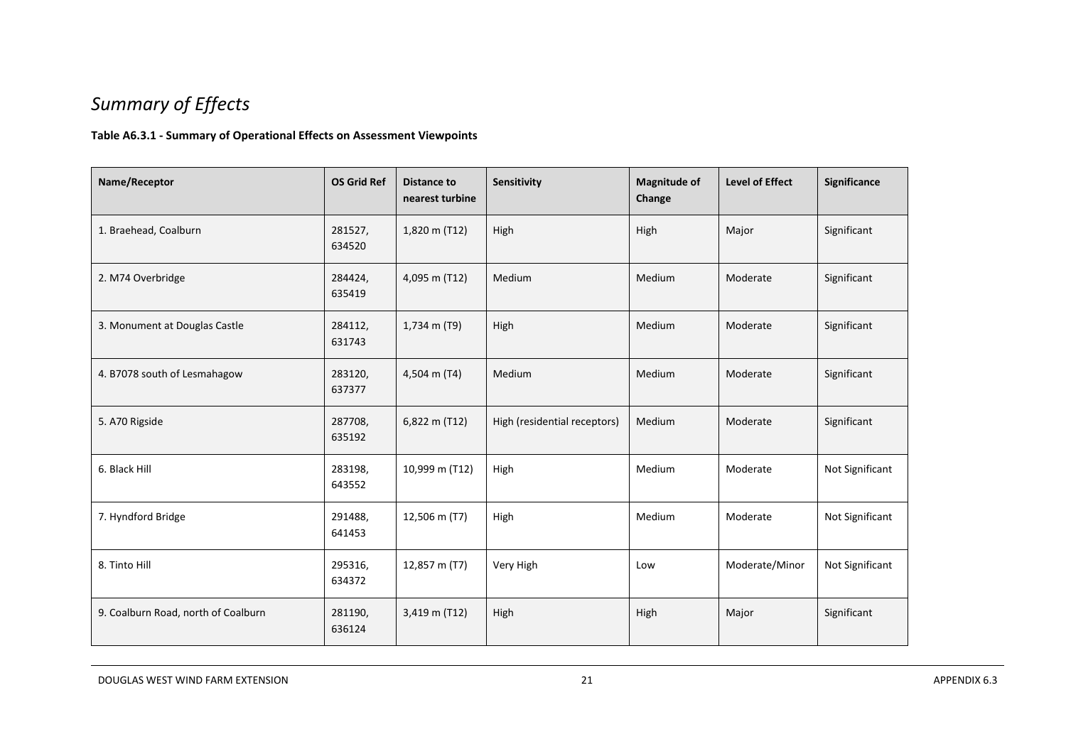## *Summary of Effects*

**Table A6.3.1 - Summary of Operational Effects on Assessment Viewpoints**

| Name/Receptor | OS Grid Ref | Distance to nearest turbine | Sensitivity | Magnitude of Change | Level of Effect | Significance |
|---|---|---|---|---|---|---|
| 1. Braehead, Coalburn | 281527, 634520 | 1,820 m (T12) | High | High | Major | Significant |
| 2. M74 Overbridge | 284424, 635419 | 4,095 m (T12) | Medium | Medium | Moderate | Significant |
| 3. Monument at Douglas Castle | 284112, 631743 | 1,734 m (T9) | High | Medium | Moderate | Significant |
| 4. B7078 south of Lesmahagow | 283120, 637377 | 4,504 m (T4) | Medium | Medium | Moderate | Significant |
| 5. A70 Rigside | 287708, 635192 | 6,822 m (T12) | High (residential receptors) | Medium | Moderate | Significant |
| 6. Black Hill | 283198, 643552 | 10,999 m (T12) | High | Medium | Moderate | Not Significant |
| 7. Hyndford Bridge | 291488, 641453 | 12,506 m (T7) | High | Medium | Moderate | Not Significant |
| 8. Tinto Hill | 295316, 634372 | 12,857 m (T7) | Very High | Low | Moderate/Minor | Not Significant |
| 9. Coalburn Road, north of Coalburn | 281190, 636124 | 3,419 m (T12) | High | High | Major | Significant |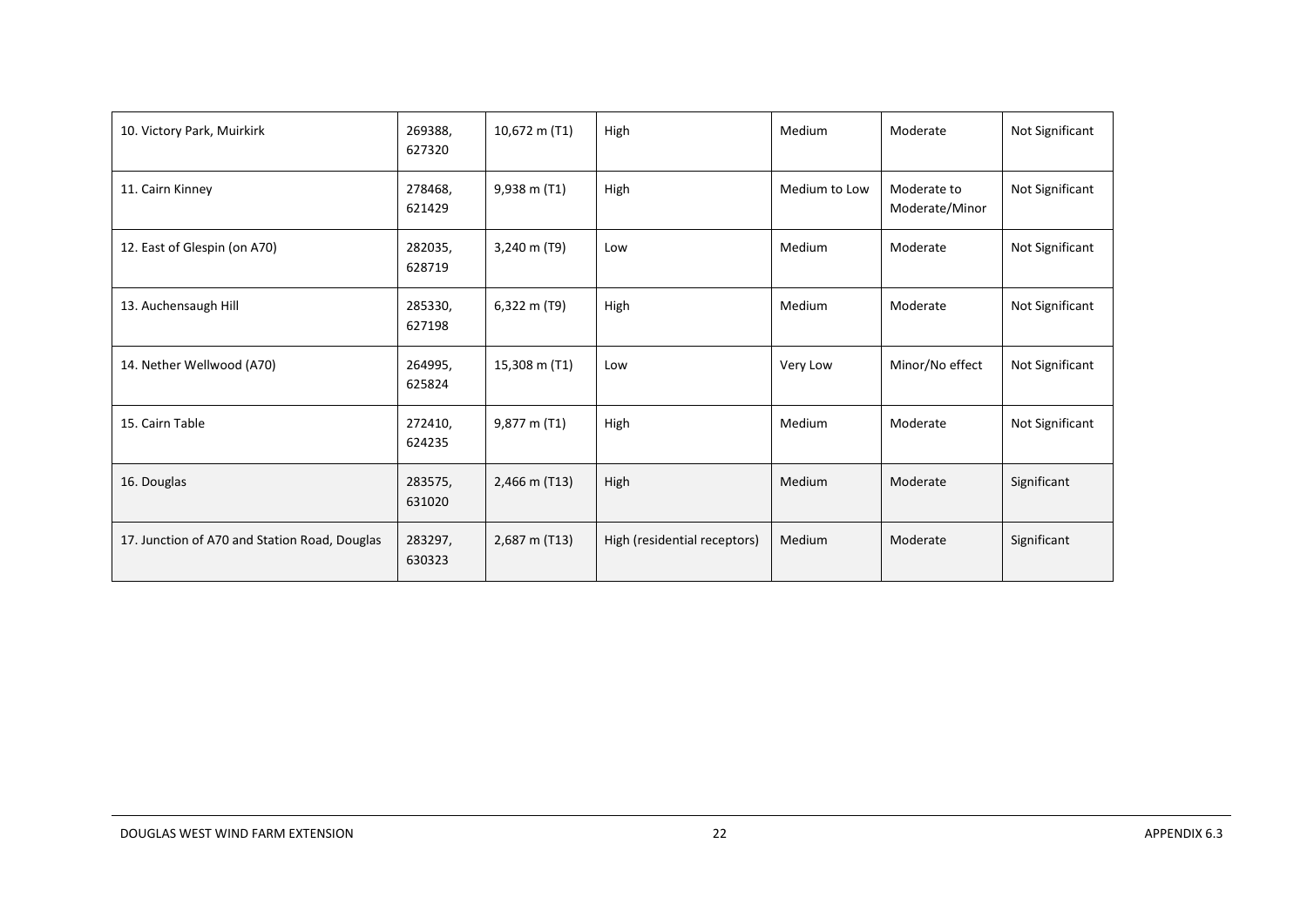| | | | | | | |
|---|---|---|---|---|---|---|
| 10. Victory Park, Muirkirk | 269388, 627320 | 10,672 m (T1) | High | Medium | Moderate | Not Significant |
| 11. Cairn Kinney | 278468, 621429 | 9,938 m (T1) | High | Medium to Low | Moderate to Moderate/Minor | Not Significant |
| 12. East of Glespin (on A70) | 282035, 628719 | 3,240 m (T9) | Low | Medium | Moderate | Not Significant |
| 13. Auchensaugh Hill | 285330, 627198 | 6,322 m (T9) | High | Medium | Moderate | Not Significant |
| 14. Nether Wellwood (A70) | 264995, 625824 | 15,308 m (T1) | Low | Very Low | Minor/No effect | Not Significant |
| 15. Cairn Table | 272410, 624235 | 9,877 m (T1) | High | Medium | Moderate | Not Significant |
| 16. Douglas | 283575, 631020 | 2,466 m (T13) | High | Medium | Moderate | Significant |
| 17. Junction of A70 and Station Road, Douglas | 283297, 630323 | 2,687 m (T13) | High (residential receptors) | Medium | Moderate | Significant |